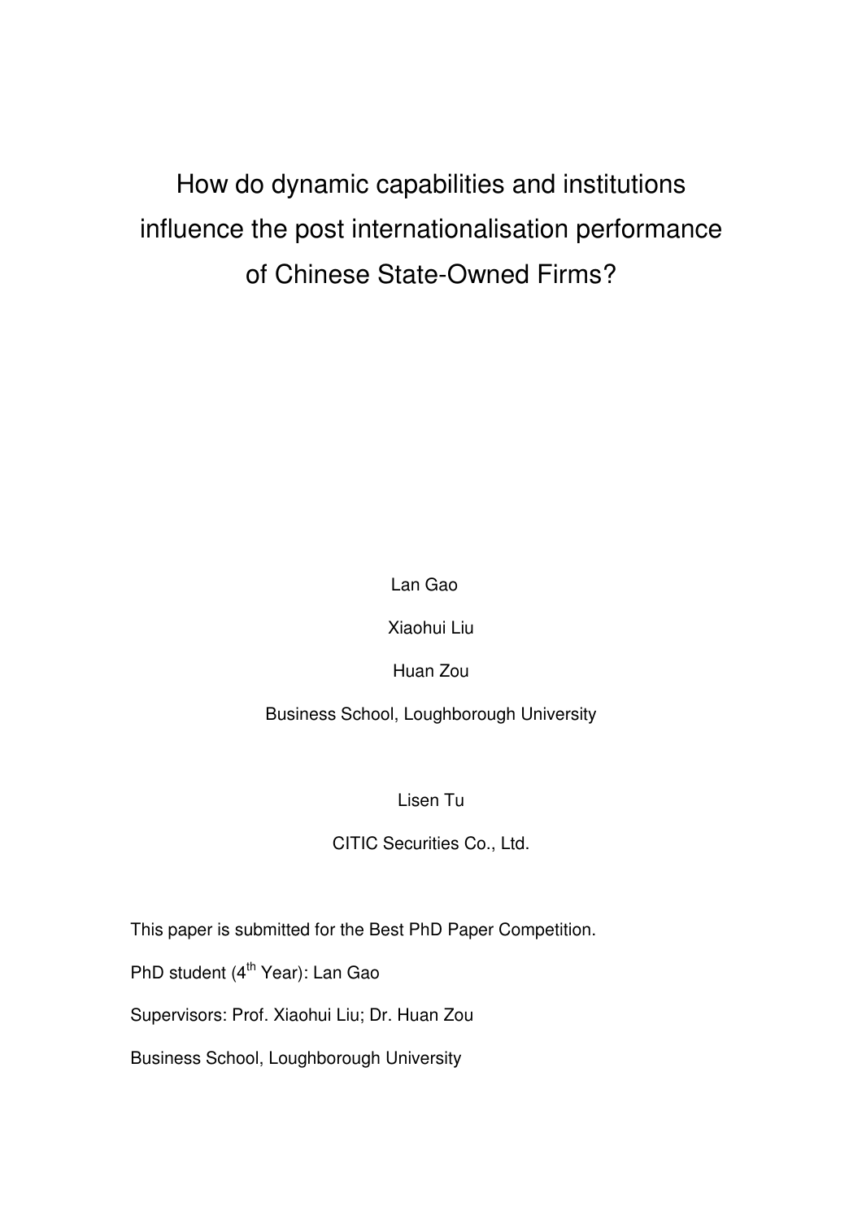# How do dynamic capabilities and institutions influence the post internationalisation performance of Chinese State-Owned Firms?

Lan Gao

Xiaohui Liu

Huan Zou

Business School, Loughborough University

Lisen Tu

CITIC Securities Co., Ltd.

This paper is submitted for the Best PhD Paper Competition.

PhD student (4th Year): Lan Gao

Supervisors: Prof. Xiaohui Liu; Dr. Huan Zou

Business School, Loughborough University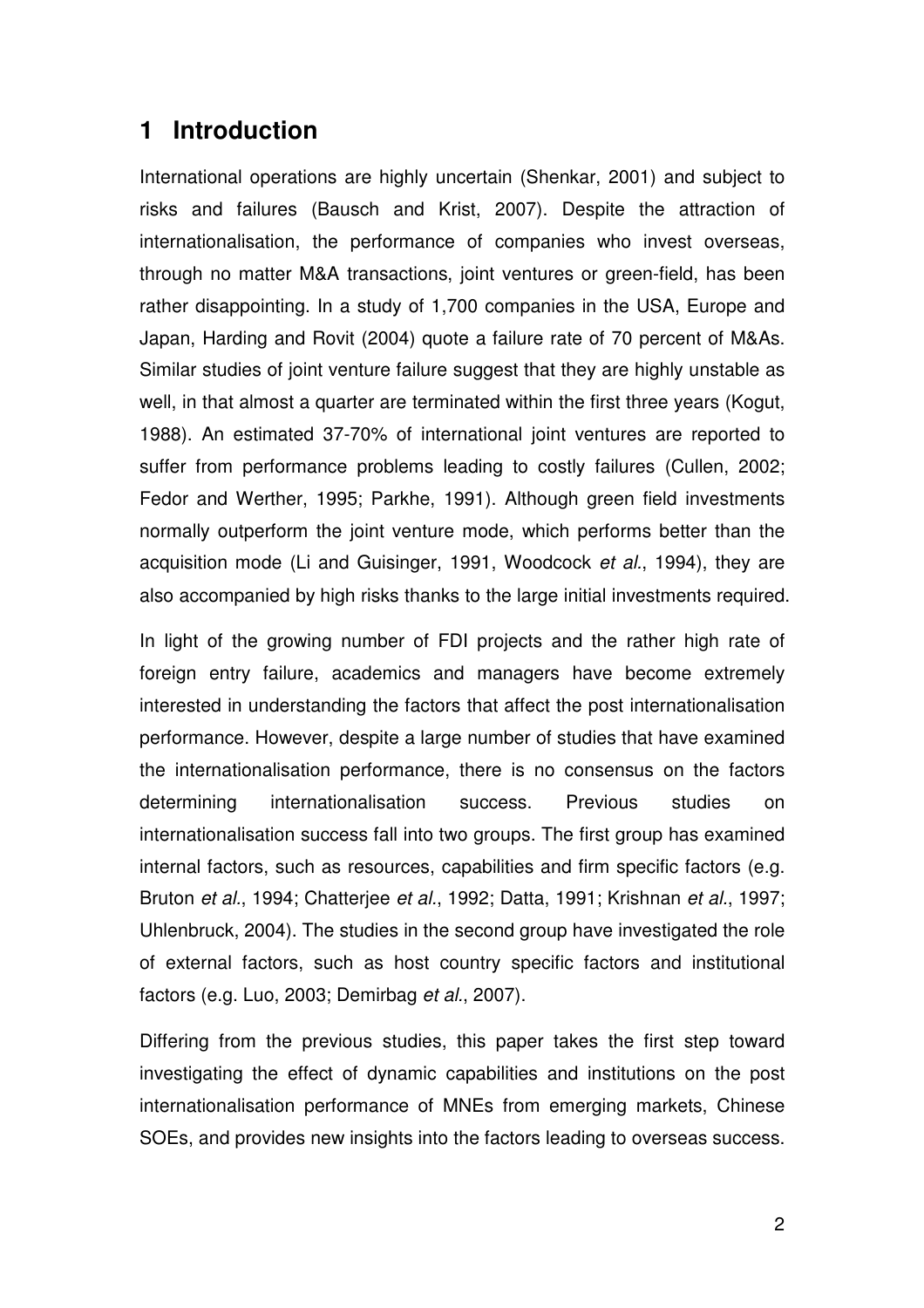# 1 Introduction

International operations are highly uncertain (Shenkar, 2001) and subject to risks and failures (Bausch and Krist, 2007). Despite the attraction of internationalisation, the performance of companies who invest overseas, through no matter M&A transactions, joint ventures or green-field, has been rather disappointing. In a study of 1,700 companies in the USA, Europe and Japan, Harding and Rovit (2004) quote a failure rate of 70 percent of M&As. Similar studies of joint venture failure suggest that they are highly unstable as well, in that almost a quarter are terminated within the first three years (Kogut, 1988). An estimated 37-70% of international joint ventures are reported to suffer from performance problems leading to costly failures (Cullen, 2002; Fedor and Werther, 1995; Parkhe, 1991). Although green field investments normally outperform the joint venture mode, which performs better than the acquisition mode (Li and Guisinger, 1991, Woodcock *et al.*, 1994), they are also accompanied by high risks thanks to the large initial investments required.

In light of the growing number of FDI projects and the rather high rate of foreign entry failure, academics and managers have become extremely interested in understanding the factors that affect the post internationalisation performance. However, despite a large number of studies that have examined the internationalisation performance, there is no consensus on the factors determining internationalisation success. Previous studies on internationalisation success fall into two groups. The first group has examined internal factors, such as resources, capabilities and firm specific factors (e.g. Bruton *et al.*, 1994; Chatterjee *et al.*, 1992; Datta, 1991; Krishnan *et al.*, 1997; Uhlenbruck, 2004). The studies in the second group have investigated the role of external factors, such as host country specific factors and institutional factors (e.g. Luo, 2003; Demirbag *et al.*, 2007).

Differing from the previous studies, this paper takes the first step toward investigating the effect of dynamic capabilities and institutions on the post internationalisation performance of MNEs from emerging markets, Chinese SOEs, and provides new insights into the factors leading to overseas success.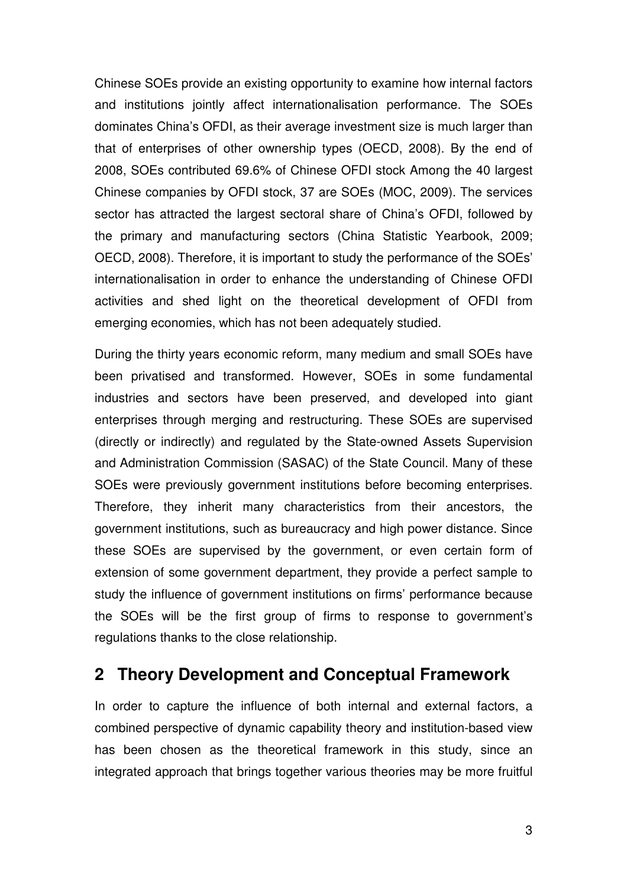Chinese SOEs provide an existing opportunity to examine how internal factors and institutions jointly affect internationalisation performance. The SOEs dominates China's OFDI, as their average investment size is much larger than that of enterprises of other ownership types (OECD, 2008). By the end of 2008, SOEs contributed 69.6% of Chinese OFDI stock Among the 40 largest Chinese companies by OFDI stock, 37 are SOEs (MOC, 2009). The services sector has attracted the largest sectoral share of China's OFDI, followed by the primary and manufacturing sectors (China Statistic Yearbook, 2009; OECD, 2008). Therefore, it is important to study the performance of the SOEs' internationalisation in order to enhance the understanding of Chinese OFDI activities and shed light on the theoretical development of OFDI from emerging economies, which has not been adequately studied.

During the thirty years economic reform, many medium and small SOEs have been privatised and transformed. However, SOEs in some fundamental industries and sectors have been preserved, and developed into giant enterprises through merging and restructuring. These SOEs are supervised (directly or indirectly) and regulated by the State-owned Assets Supervision and Administration Commission (SASAC) of the State Council. Many of these SOEs were previously government institutions before becoming enterprises. Therefore, they inherit many characteristics from their ancestors, the government institutions, such as bureaucracy and high power distance. Since these SOEs are supervised by the government, or even certain form of extension of some government department, they provide a perfect sample to study the influence of government institutions on firms' performance because the SOEs will be the first group of firms to response to government's regulations thanks to the close relationship.

## 2 Theory Development and Conceptual Framework

In order to capture the influence of both internal and external factors, a combined perspective of dynamic capability theory and institution-based view has been chosen as the theoretical framework in this study, since an integrated approach that brings together various theories may be more fruitful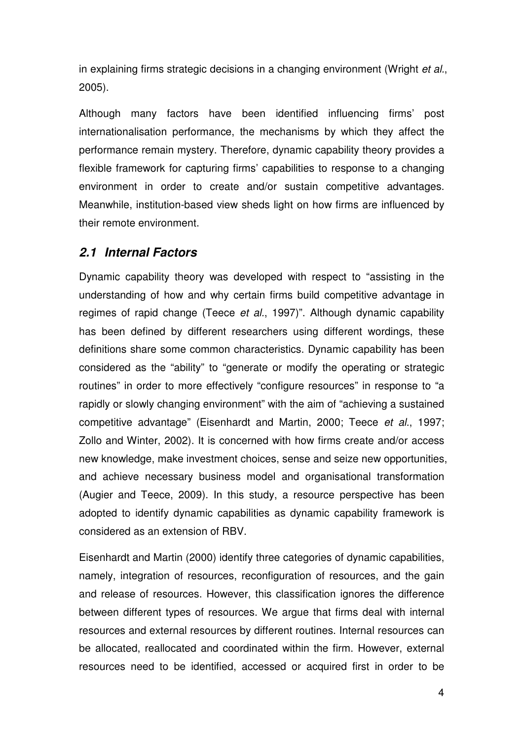in explaining firms strategic decisions in a changing environment (Wright *et al.*, 2005).

Although many factors have been identified influencing firms' post internationalisation performance, the mechanisms by which they affect the performance remain mystery. Therefore, dynamic capability theory provides a flexible framework for capturing firms' capabilities to response to a changing environment in order to create and/or sustain competitive advantages. Meanwhile, institution-based view sheds light on how firms are influenced by their remote environment.

## *2.1 Internal Factors*

Dynamic capability theory was developed with respect to "assisting in the understanding of how and why certain firms build competitive advantage in regimes of rapid change (Teece *et al.*, 1997)". Although dynamic capability has been defined by different researchers using different wordings, these definitions share some common characteristics. Dynamic capability has been considered as the "ability" to "generate or modify the operating or strategic routines" in order to more effectively "configure resources" in response to "a rapidly or slowly changing environment" with the aim of "achieving a sustained competitive advantage" (Eisenhardt and Martin, 2000; Teece *et al.*, 1997; Zollo and Winter, 2002). It is concerned with how firms create and/or access new knowledge, make investment choices, sense and seize new opportunities, and achieve necessary business model and organisational transformation (Augier and Teece, 2009). In this study, a resource perspective has been adopted to identify dynamic capabilities as dynamic capability framework is considered as an extension of RBV.

Eisenhardt and Martin (2000) identify three categories of dynamic capabilities, namely, integration of resources, reconfiguration of resources, and the gain and release of resources. However, this classification ignores the difference between different types of resources. We argue that firms deal with internal resources and external resources by different routines. Internal resources can be allocated, reallocated and coordinated within the firm. However, external resources need to be identified, accessed or acquired first in order to be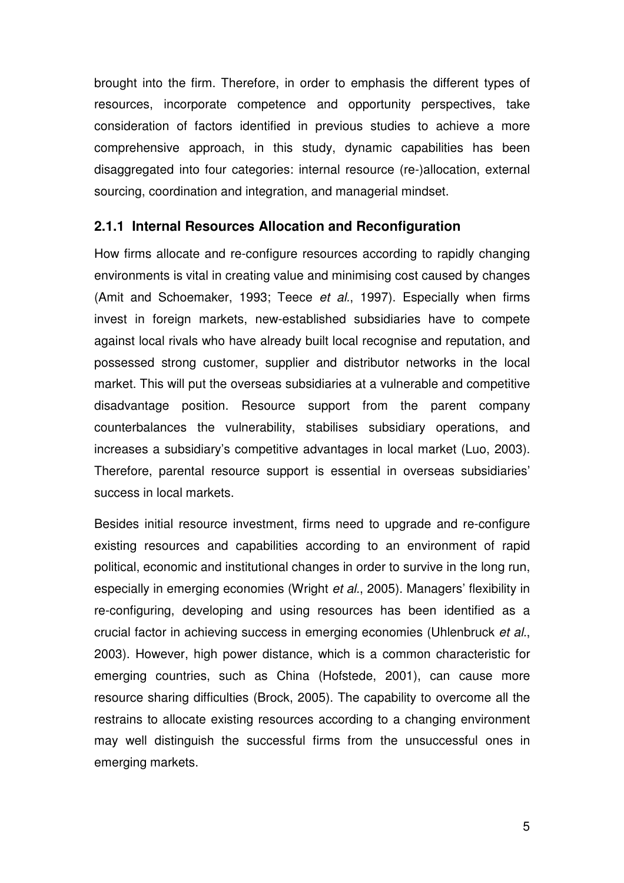brought into the firm. Therefore, in order to emphasis the different types of resources, incorporate competence and opportunity perspectives, take consideration of factors identified in previous studies to achieve a more comprehensive approach, in this study, dynamic capabilities has been disaggregated into four categories: internal resource (re-)allocation, external sourcing, coordination and integration, and managerial mindset.

### 2.1.1 Internal Resources Allocation and Reconfiguration

How firms allocate and re-configure resources according to rapidly changing environments is vital in creating value and minimising cost caused by changes (Amit and Schoemaker, 1993; Teece *et al.*, 1997). Especially when firms invest in foreign markets, new-established subsidiaries have to compete against local rivals who have already built local recognise and reputation, and possessed strong customer, supplier and distributor networks in the local market. This will put the overseas subsidiaries at a vulnerable and competitive disadvantage position. Resource support from the parent company counterbalances the vulnerability, stabilises subsidiary operations, and increases a subsidiary's competitive advantages in local market (Luo, 2003). Therefore, parental resource support is essential in overseas subsidiaries' success in local markets.

Besides initial resource investment, firms need to upgrade and re-configure existing resources and capabilities according to an environment of rapid political, economic and institutional changes in order to survive in the long run, especially in emerging economies (Wright *et al.*, 2005). Managers' flexibility in re-configuring, developing and using resources has been identified as a crucial factor in achieving success in emerging economies (Uhlenbruck *et al.*, 2003). However, high power distance, which is a common characteristic for emerging countries, such as China (Hofstede, 2001), can cause more resource sharing difficulties (Brock, 2005). The capability to overcome all the restrains to allocate existing resources according to a changing environment may well distinguish the successful firms from the unsuccessful ones in emerging markets.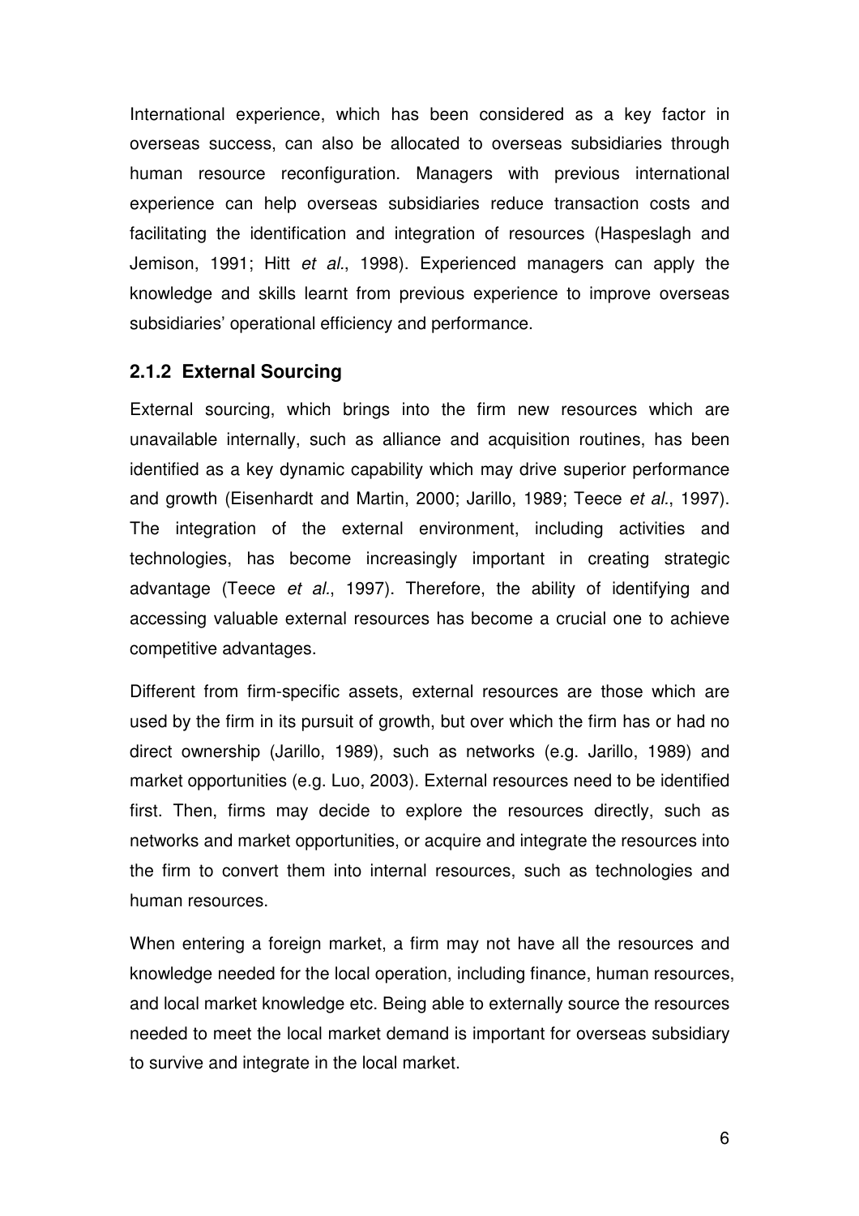International experience, which has been considered as a key factor in overseas success, can also be allocated to overseas subsidiaries through human resource reconfiguration. Managers with previous international experience can help overseas subsidiaries reduce transaction costs and facilitating the identification and integration of resources (Haspeslagh and Jemison, 1991; Hitt *et al.*, 1998). Experienced managers can apply the knowledge and skills learnt from previous experience to improve overseas subsidiaries' operational efficiency and performance.

### 2.1.2 External Sourcing

External sourcing, which brings into the firm new resources which are unavailable internally, such as alliance and acquisition routines, has been identified as a key dynamic capability which may drive superior performance and growth (Eisenhardt and Martin, 2000; Jarillo, 1989; Teece *et al.*, 1997). The integration of the external environment, including activities and technologies, has become increasingly important in creating strategic advantage (Teece *et al.*, 1997). Therefore, the ability of identifying and accessing valuable external resources has become a crucial one to achieve competitive advantages.

Different from firm-specific assets, external resources are those which are used by the firm in its pursuit of growth, but over which the firm has or had no direct ownership (Jarillo, 1989), such as networks (e.g. Jarillo, 1989) and market opportunities (e.g. Luo, 2003). External resources need to be identified first. Then, firms may decide to explore the resources directly, such as networks and market opportunities, or acquire and integrate the resources into the firm to convert them into internal resources, such as technologies and human resources.

When entering a foreign market, a firm may not have all the resources and knowledge needed for the local operation, including finance, human resources, and local market knowledge etc. Being able to externally source the resources needed to meet the local market demand is important for overseas subsidiary to survive and integrate in the local market.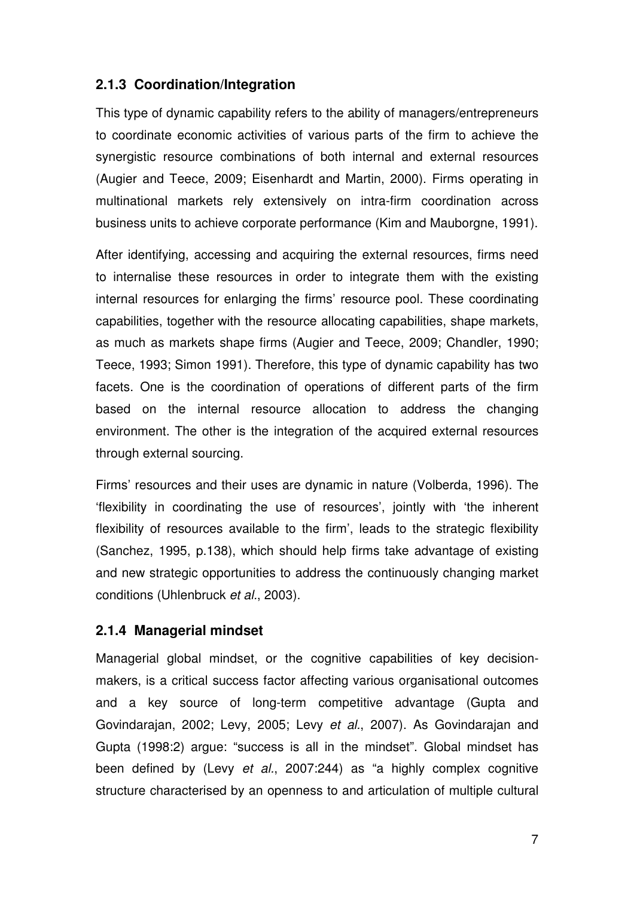### 2.1.3 Coordination/Integration

This type of dynamic capability refers to the ability of managers/entrepreneurs to coordinate economic activities of various parts of the firm to achieve the synergistic resource combinations of both internal and external resources (Augier and Teece, 2009; Eisenhardt and Martin, 2000). Firms operating in multinational markets rely extensively on intra-firm coordination across business units to achieve corporate performance (Kim and Mauborgne, 1991).

After identifying, accessing and acquiring the external resources, firms need to internalise these resources in order to integrate them with the existing internal resources for enlarging the firms' resource pool. These coordinating capabilities, together with the resource allocating capabilities, shape markets, as much as markets shape firms (Augier and Teece, 2009; Chandler, 1990; Teece, 1993; Simon 1991). Therefore, this type of dynamic capability has two facets. One is the coordination of operations of different parts of the firm based on the internal resource allocation to address the changing environment. The other is the integration of the acquired external resources through external sourcing.

Firms' resources and their uses are dynamic in nature (Volberda, 1996). The 'flexibility in coordinating the use of resources', jointly with 'the inherent flexibility of resources available to the firm', leads to the strategic flexibility (Sanchez, 1995, p.138), which should help firms take advantage of existing and new strategic opportunities to address the continuously changing market conditions (Uhlenbruck *et al*., 2003).

### 2.1.4 Managerial mindset

Managerial global mindset, or the cognitive capabilities of key decision-makers, is a critical success factor affecting various organisational outcomes and a key source of long-term competitive advantage (Gupta and Govindarajan, 2002; Levy, 2005; Levy *et al*., 2007). As Govindarajan and Gupta (1998:2) argue: "success is all in the mindset". Global mindset has been defined by (Levy *et al*., 2007:244) as "a highly complex cognitive structure characterised by an openness to and articulation of multiple cultural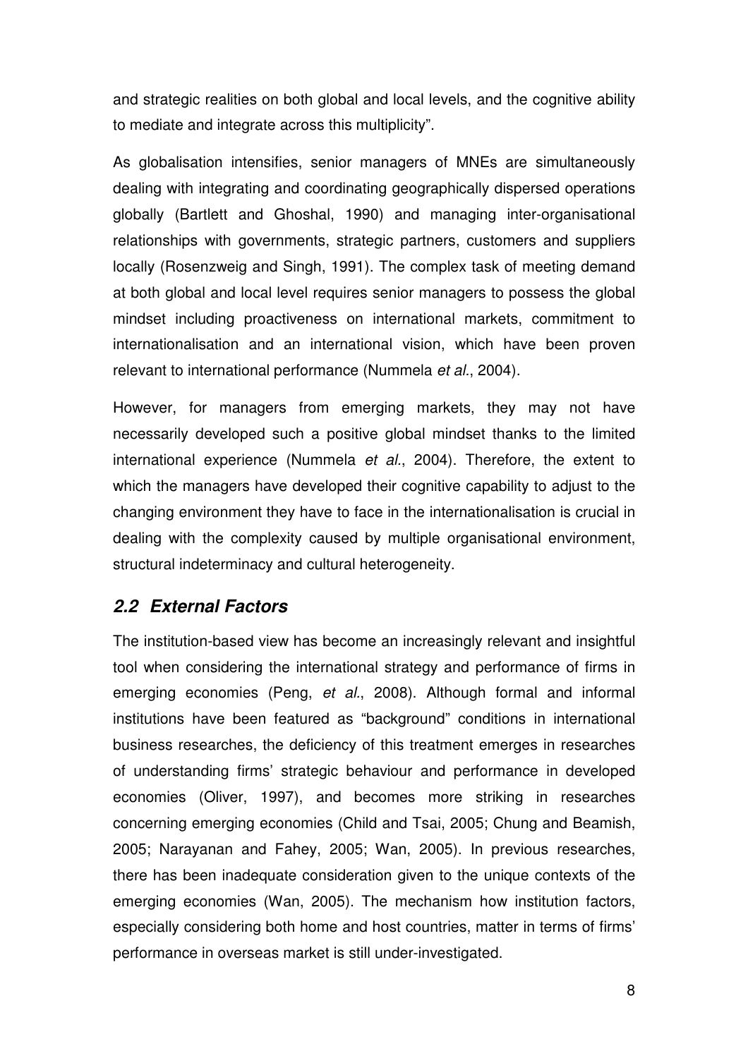and strategic realities on both global and local levels, and the cognitive ability to mediate and integrate across this multiplicity".

As globalisation intensifies, senior managers of MNEs are simultaneously dealing with integrating and coordinating geographically dispersed operations globally (Bartlett and Ghoshal, 1990) and managing inter-organisational relationships with governments, strategic partners, customers and suppliers locally (Rosenzweig and Singh, 1991). The complex task of meeting demand at both global and local level requires senior managers to possess the global mindset including proactiveness on international markets, commitment to internationalisation and an international vision, which have been proven relevant to international performance (Nummela *et al.*, 2004).

However, for managers from emerging markets, they may not have necessarily developed such a positive global mindset thanks to the limited international experience (Nummela *et al.*, 2004). Therefore, the extent to which the managers have developed their cognitive capability to adjust to the changing environment they have to face in the internationalisation is crucial in dealing with the complexity caused by multiple organisational environment, structural indeterminacy and cultural heterogeneity.

## *2.2 External Factors*

The institution-based view has become an increasingly relevant and insightful tool when considering the international strategy and performance of firms in emerging economies (Peng, *et al.*, 2008). Although formal and informal institutions have been featured as "background" conditions in international business researches, the deficiency of this treatment emerges in researches of understanding firms' strategic behaviour and performance in developed economies (Oliver, 1997), and becomes more striking in researches concerning emerging economies (Child and Tsai, 2005; Chung and Beamish, 2005; Narayanan and Fahey, 2005; Wan, 2005). In previous researches, there has been inadequate consideration given to the unique contexts of the emerging economies (Wan, 2005). The mechanism how institution factors, especially considering both home and host countries, matter in terms of firms' performance in overseas market is still under-investigated.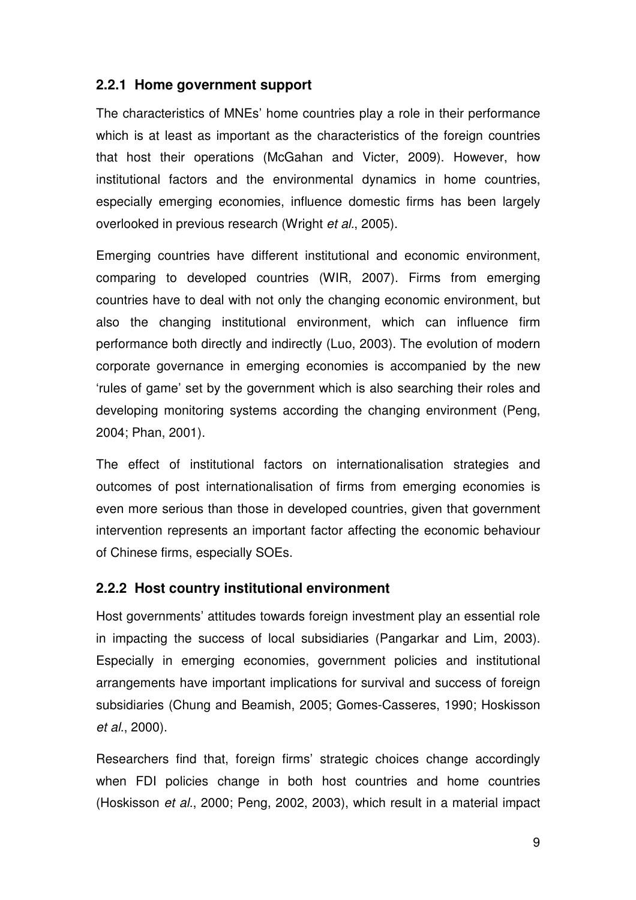### 2.2.1 Home government support

The characteristics of MNEs' home countries play a role in their performance which is at least as important as the characteristics of the foreign countries that host their operations (McGahan and Victer, 2009). However, how institutional factors and the environmental dynamics in home countries, especially emerging economies, influence domestic firms has been largely overlooked in previous research (Wright *et al.*, 2005).

Emerging countries have different institutional and economic environment, comparing to developed countries (WIR, 2007). Firms from emerging countries have to deal with not only the changing economic environment, but also the changing institutional environment, which can influence firm performance both directly and indirectly (Luo, 2003). The evolution of modern corporate governance in emerging economies is accompanied by the new 'rules of game' set by the government which is also searching their roles and developing monitoring systems according the changing environment (Peng, 2004; Phan, 2001).

The effect of institutional factors on internationalisation strategies and outcomes of post internationalisation of firms from emerging economies is even more serious than those in developed countries, given that government intervention represents an important factor affecting the economic behaviour of Chinese firms, especially SOEs.

### 2.2.2 Host country institutional environment

Host governments' attitudes towards foreign investment play an essential role in impacting the success of local subsidiaries (Pangarkar and Lim, 2003). Especially in emerging economies, government policies and institutional arrangements have important implications for survival and success of foreign subsidiaries (Chung and Beamish, 2005; Gomes-Casseres, 1990; Hoskisson *et al.*, 2000).

Researchers find that, foreign firms' strategic choices change accordingly when FDI policies change in both host countries and home countries (Hoskisson *et al.*, 2000; Peng, 2002, 2003), which result in a material impact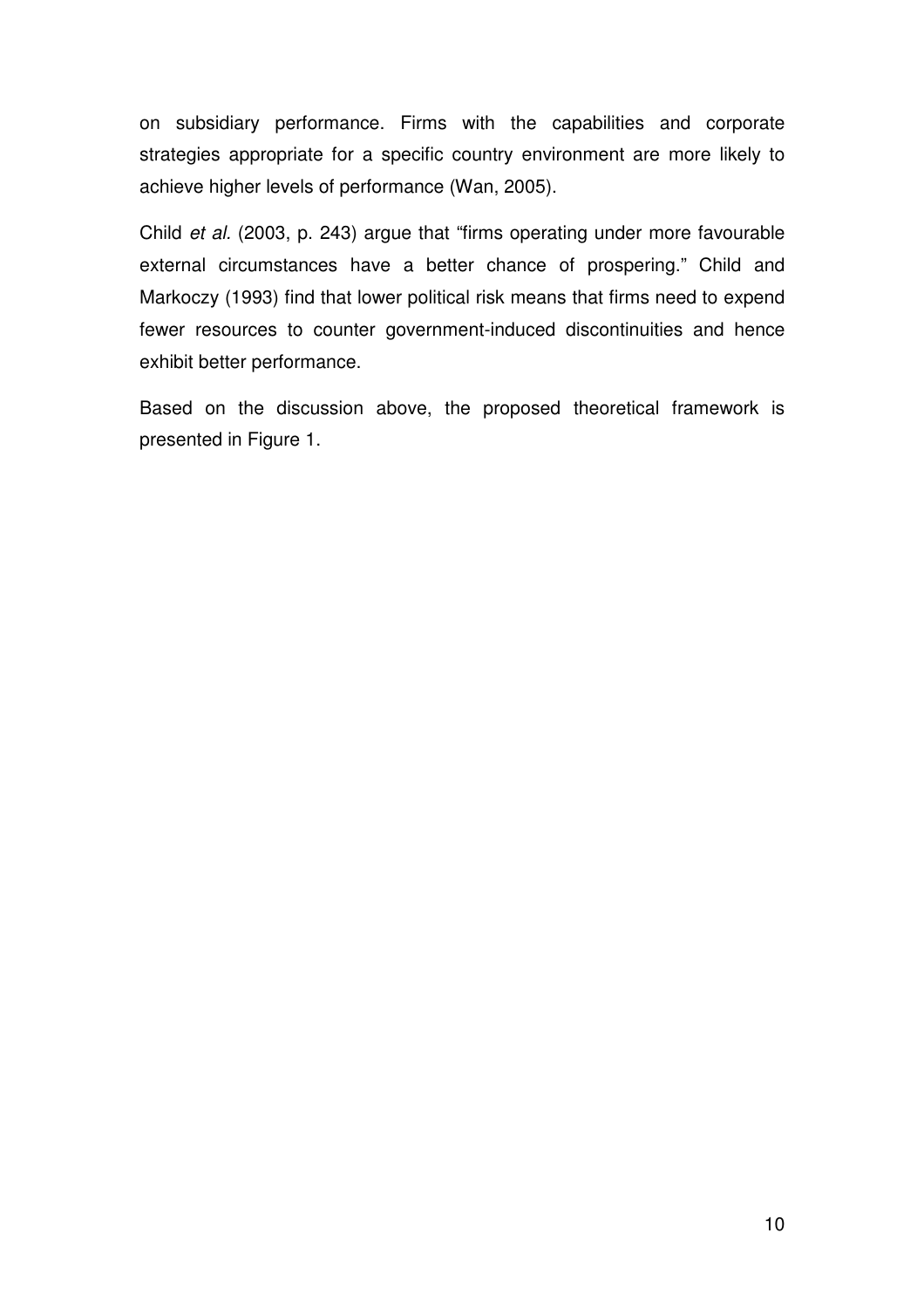on subsidiary performance. Firms with the capabilities and corporate strategies appropriate for a specific country environment are more likely to achieve higher levels of performance (Wan, 2005).

Child *et al.* (2003, p. 243) argue that "firms operating under more favourable external circumstances have a better chance of prospering." Child and Markoczy (1993) find that lower political risk means that firms need to expend fewer resources to counter government-induced discontinuities and hence exhibit better performance.

Based on the discussion above, the proposed theoretical framework is presented in Figure 1.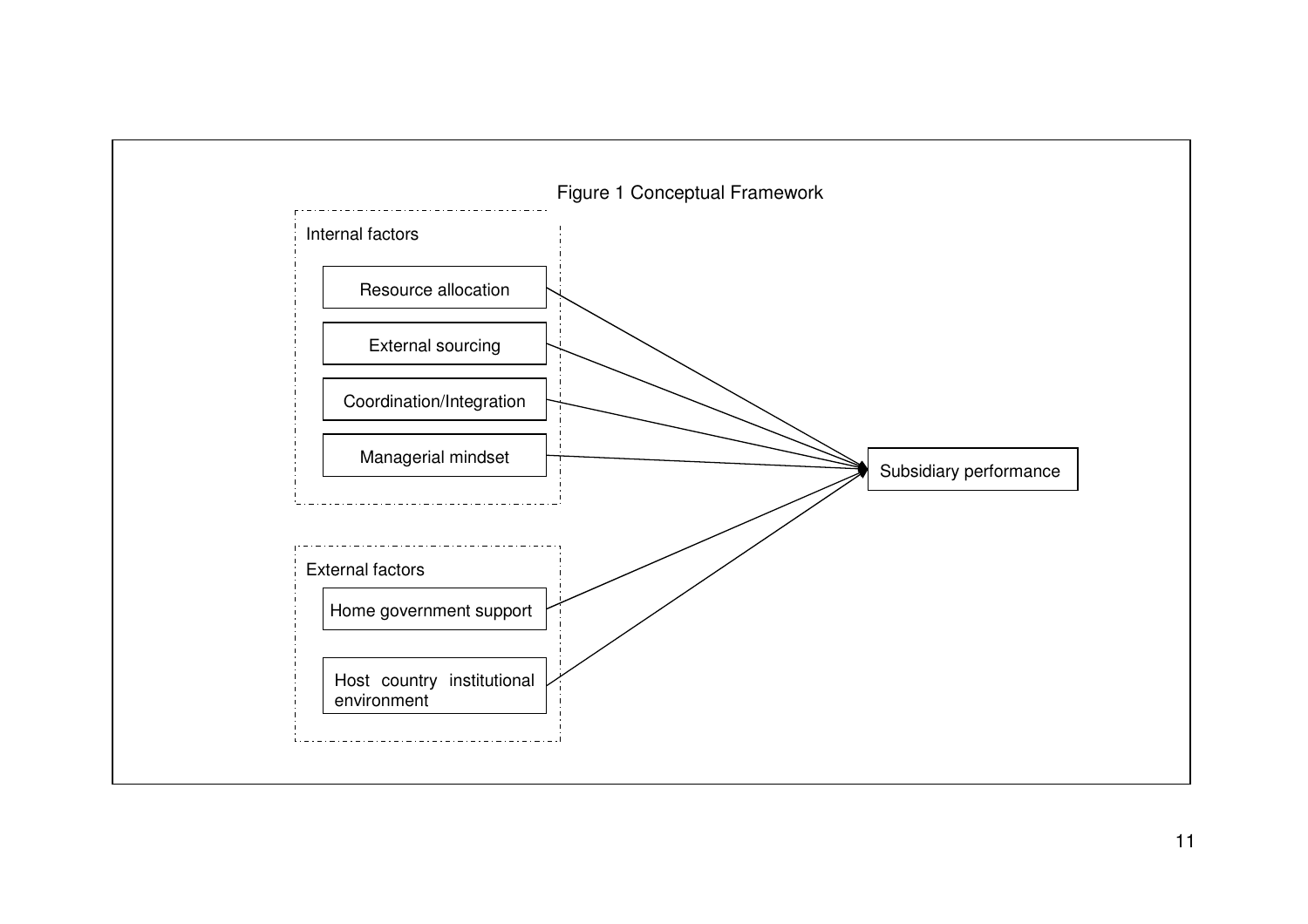Figure 1 Conceptual Framework

Internal factors

- Resource allocation
- External sourcing
- Coordination/Integration
- Managerial mindset

External factors

- Home government support
- Host country institutional environment

Subsidiary performance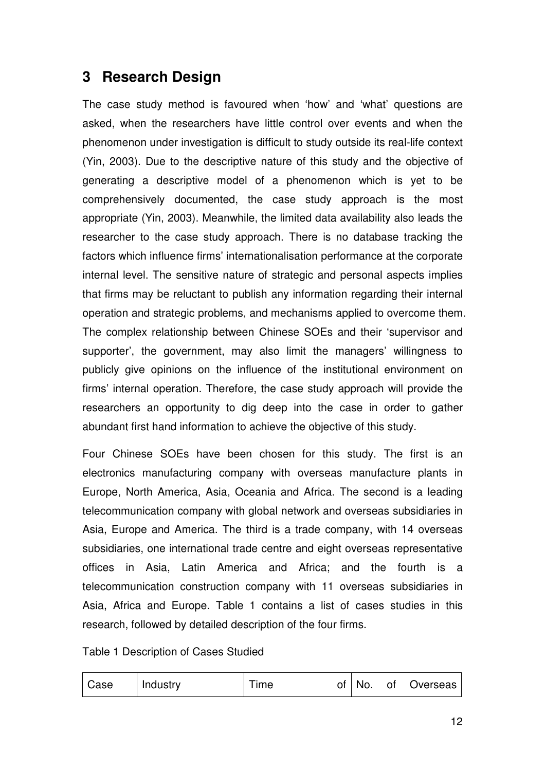# 3 Research Design

The case study method is favoured when 'how' and 'what' questions are asked, when the researchers have little control over events and when the phenomenon under investigation is difficult to study outside its real-life context (Yin, 2003). Due to the descriptive nature of this study and the objective of generating a descriptive model of a phenomenon which is yet to be comprehensively documented, the case study approach is the most appropriate (Yin, 2003). Meanwhile, the limited data availability also leads the researcher to the case study approach. There is no database tracking the factors which influence firms' internationalisation performance at the corporate internal level. The sensitive nature of strategic and personal aspects implies that firms may be reluctant to publish any information regarding their internal operation and strategic problems, and mechanisms applied to overcome them. The complex relationship between Chinese SOEs and their 'supervisor and supporter', the government, may also limit the managers' willingness to publicly give opinions on the influence of the institutional environment on firms' internal operation. Therefore, the case study approach will provide the researchers an opportunity to dig deep into the case in order to gather abundant first hand information to achieve the objective of this study.

Four Chinese SOEs have been chosen for this study. The first is an electronics manufacturing company with overseas manufacture plants in Europe, North America, Asia, Oceania and Africa. The second is a leading telecommunication company with global network and overseas subsidiaries in Asia, Europe and America. The third is a trade company, with 14 overseas subsidiaries, one international trade centre and eight overseas representative offices in Asia, Latin America and Africa; and the fourth is a telecommunication construction company with 11 overseas subsidiaries in Asia, Africa and Europe. Table 1 contains a list of cases studies in this research, followed by detailed description of the four firms.

Table 1 Description of Cases Studied

| Case | Industry | Time of | No. of Overseas |
|---|---|---|---|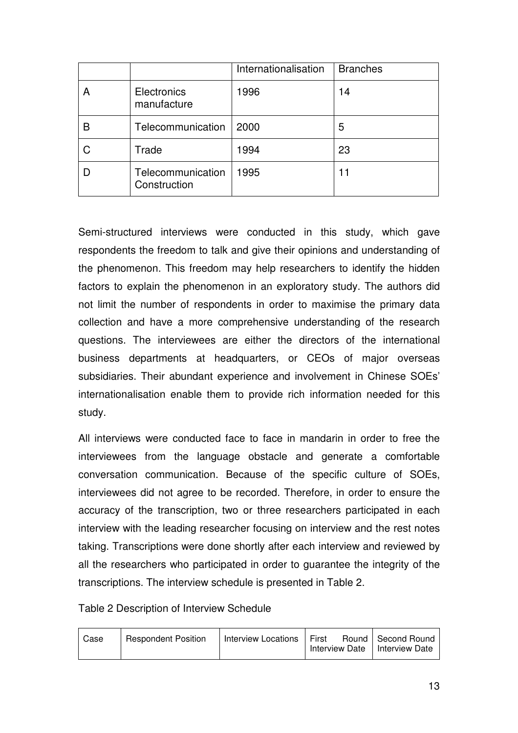| | | Internationalisation | Branches |
|---|---|---|---|
| A | Electronics manufacture | 1996 | 14 |
| B | Telecommunication | 2000 | 5 |
| C | Trade | 1994 | 23 |
| D | Telecommunication Construction | 1995 | 11 |

Semi-structured interviews were conducted in this study, which gave respondents the freedom to talk and give their opinions and understanding of the phenomenon. This freedom may help researchers to identify the hidden factors to explain the phenomenon in an exploratory study. The authors did not limit the number of respondents in order to maximise the primary data collection and have a more comprehensive understanding of the research questions. The interviewees are either the directors of the international business departments at headquarters, or CEOs of major overseas subsidiaries. Their abundant experience and involvement in Chinese SOEs' internationalisation enable them to provide rich information needed for this study.

All interviews were conducted face to face in mandarin in order to free the interviewees from the language obstacle and generate a comfortable conversation communication. Because of the specific culture of SOEs, interviewees did not agree to be recorded. Therefore, in order to ensure the accuracy of the transcription, two or three researchers participated in each interview with the leading researcher focusing on interview and the rest notes taking. Transcriptions were done shortly after each interview and reviewed by all the researchers who participated in order to guarantee the integrity of the transcriptions. The interview schedule is presented in Table 2.

Table 2 Description of Interview Schedule

| Case | Respondent Position | Interview Locations | First Round Interview Date | Second Round Interview Date |
|---|---|---|---|---|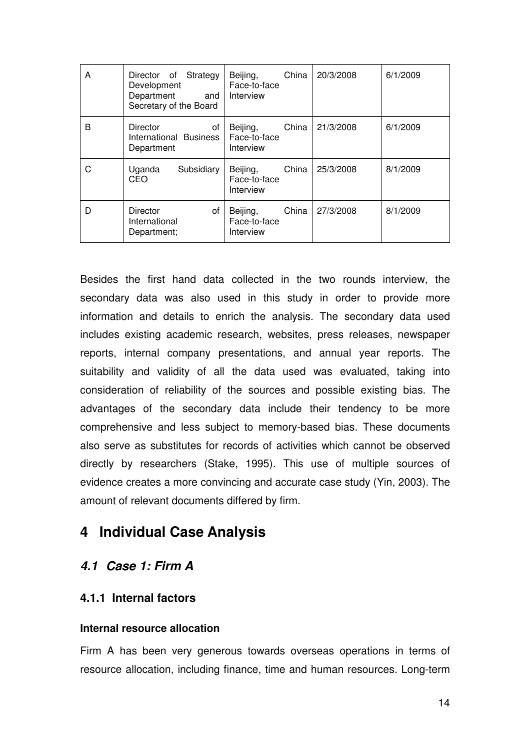| A | Director of Strategy Development Department and Secretary of the Board | Beijing, China Face-to-face Interview | 20/3/2008 | 6/1/2009 |
|---|---|---|---|---|
| B | Director of International Business Department | Beijing, China Face-to-face Interview | 21/3/2008 | 6/1/2009 |
| C | Uganda Subsidiary CEO | Beijing, China Face-to-face Interview | 25/3/2008 | 8/1/2009 |
| D | Director of International Department; | Beijing, China Face-to-face Interview | 27/3/2008 | 8/1/2009 |

Besides the first hand data collected in the two rounds interview, the secondary data was also used in this study in order to provide more information and details to enrich the analysis. The secondary data used includes existing academic research, websites, press releases, newspaper reports, internal company presentations, and annual year reports. The suitability and validity of all the data used was evaluated, taking into consideration of reliability of the sources and possible existing bias. The advantages of the secondary data include their tendency to be more comprehensive and less subject to memory-based bias. These documents also serve as substitutes for records of activities which cannot be observed directly by researchers (Stake, 1995). This use of multiple sources of evidence creates a more convincing and accurate case study (Yin, 2003). The amount of relevant documents differed by firm.

# 4 Individual Case Analysis

## *4.1 Case 1: Firm A*

### 4.1.1 Internal factors

**Internal resource allocation**

Firm A has been very generous towards overseas operations in terms of resource allocation, including finance, time and human resources. Long-term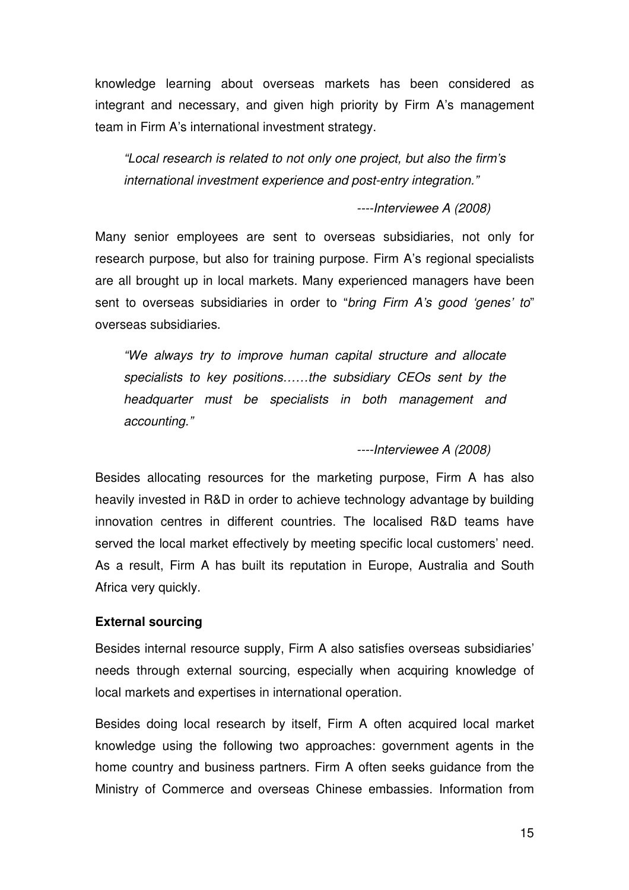knowledge learning about overseas markets has been considered as integrant and necessary, and given high priority by Firm A's management team in Firm A's international investment strategy.

> *"Local research is related to not only one project, but also the firm's international investment experience and post-entry integration."*
>
> *----Interviewee A (2008)*

Many senior employees are sent to overseas subsidiaries, not only for research purpose, but also for training purpose. Firm A's regional specialists are all brought up in local markets. Many experienced managers have been sent to overseas subsidiaries in order to "*bring Firm A's good 'genes' to*" overseas subsidiaries.

> *"We always try to improve human capital structure and allocate specialists to key positions……the subsidiary CEOs sent by the headquarter must be specialists in both management and accounting."*
>
> *----Interviewee A (2008)*

Besides allocating resources for the marketing purpose, Firm A has also heavily invested in R&D in order to achieve technology advantage by building innovation centres in different countries. The localised R&D teams have served the local market effectively by meeting specific local customers' need. As a result, Firm A has built its reputation in Europe, Australia and South Africa very quickly.

**External sourcing**

Besides internal resource supply, Firm A also satisfies overseas subsidiaries' needs through external sourcing, especially when acquiring knowledge of local markets and expertises in international operation.

Besides doing local research by itself, Firm A often acquired local market knowledge using the following two approaches: government agents in the home country and business partners. Firm A often seeks guidance from the Ministry of Commerce and overseas Chinese embassies. Information from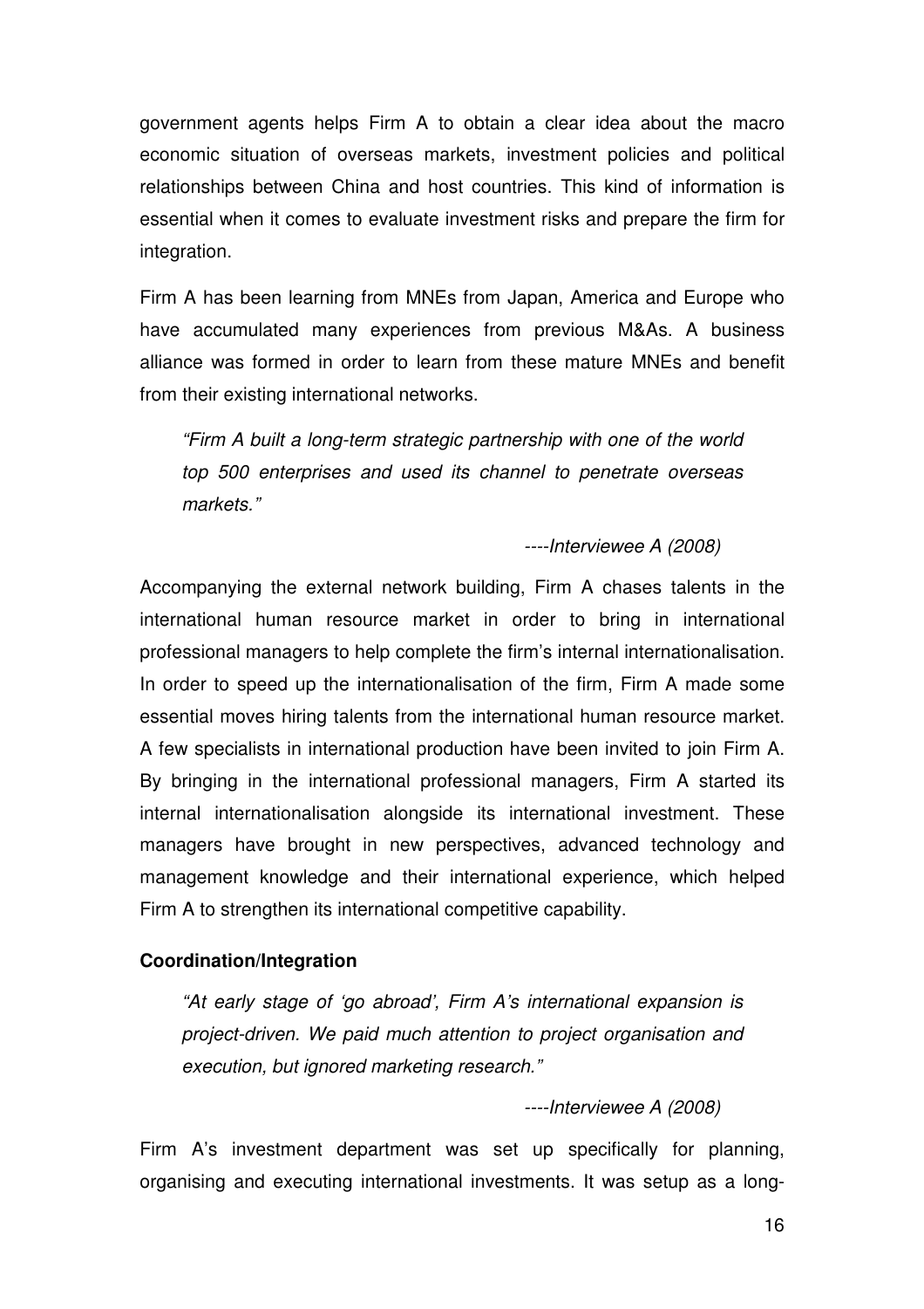government agents helps Firm A to obtain a clear idea about the macro economic situation of overseas markets, investment policies and political relationships between China and host countries. This kind of information is essential when it comes to evaluate investment risks and prepare the firm for integration.

Firm A has been learning from MNEs from Japan, America and Europe who have accumulated many experiences from previous M&As. A business alliance was formed in order to learn from these mature MNEs and benefit from their existing international networks.

> *"Firm A built a long-term strategic partnership with one of the world top 500 enterprises and used its channel to penetrate overseas markets."*
>
> *----Interviewee A (2008)*

Accompanying the external network building, Firm A chases talents in the international human resource market in order to bring in international professional managers to help complete the firm's internal internationalisation. In order to speed up the internationalisation of the firm, Firm A made some essential moves hiring talents from the international human resource market. A few specialists in international production have been invited to join Firm A. By bringing in the international professional managers, Firm A started its internal internationalisation alongside its international investment. These managers have brought in new perspectives, advanced technology and management knowledge and their international experience, which helped Firm A to strengthen its international competitive capability.

**Coordination/Integration**

> *"At early stage of 'go abroad', Firm A's international expansion is project-driven. We paid much attention to project organisation and execution, but ignored marketing research."*
>
> *----Interviewee A (2008)*

Firm A's investment department was set up specifically for planning, organising and executing international investments. It was setup as a long-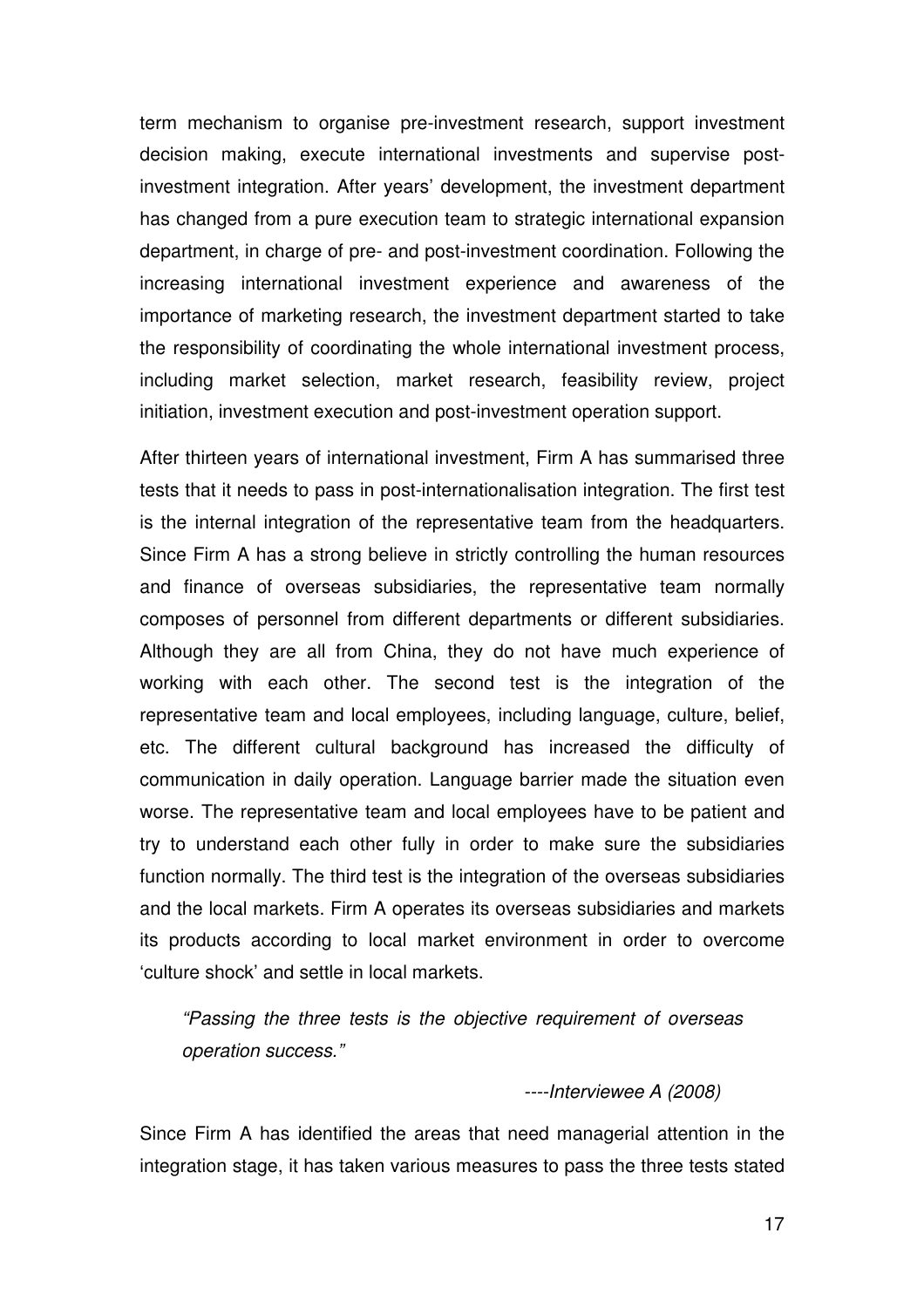term mechanism to organise pre-investment research, support investment decision making, execute international investments and supervise post-investment integration. After years' development, the investment department has changed from a pure execution team to strategic international expansion department, in charge of pre- and post-investment coordination. Following the increasing international investment experience and awareness of the importance of marketing research, the investment department started to take the responsibility of coordinating the whole international investment process, including market selection, market research, feasibility review, project initiation, investment execution and post-investment operation support.

After thirteen years of international investment, Firm A has summarised three tests that it needs to pass in post-internationalisation integration. The first test is the internal integration of the representative team from the headquarters. Since Firm A has a strong believe in strictly controlling the human resources and finance of overseas subsidiaries, the representative team normally composes of personnel from different departments or different subsidiaries. Although they are all from China, they do not have much experience of working with each other. The second test is the integration of the representative team and local employees, including language, culture, belief, etc. The different cultural background has increased the difficulty of communication in daily operation. Language barrier made the situation even worse. The representative team and local employees have to be patient and try to understand each other fully in order to make sure the subsidiaries function normally. The third test is the integration of the overseas subsidiaries and the local markets. Firm A operates its overseas subsidiaries and markets its products according to local market environment in order to overcome 'culture shock' and settle in local markets.

> *"Passing the three tests is the objective requirement of overseas operation success."*
>
> *----Interviewee A (2008)*

Since Firm A has identified the areas that need managerial attention in the integration stage, it has taken various measures to pass the three tests stated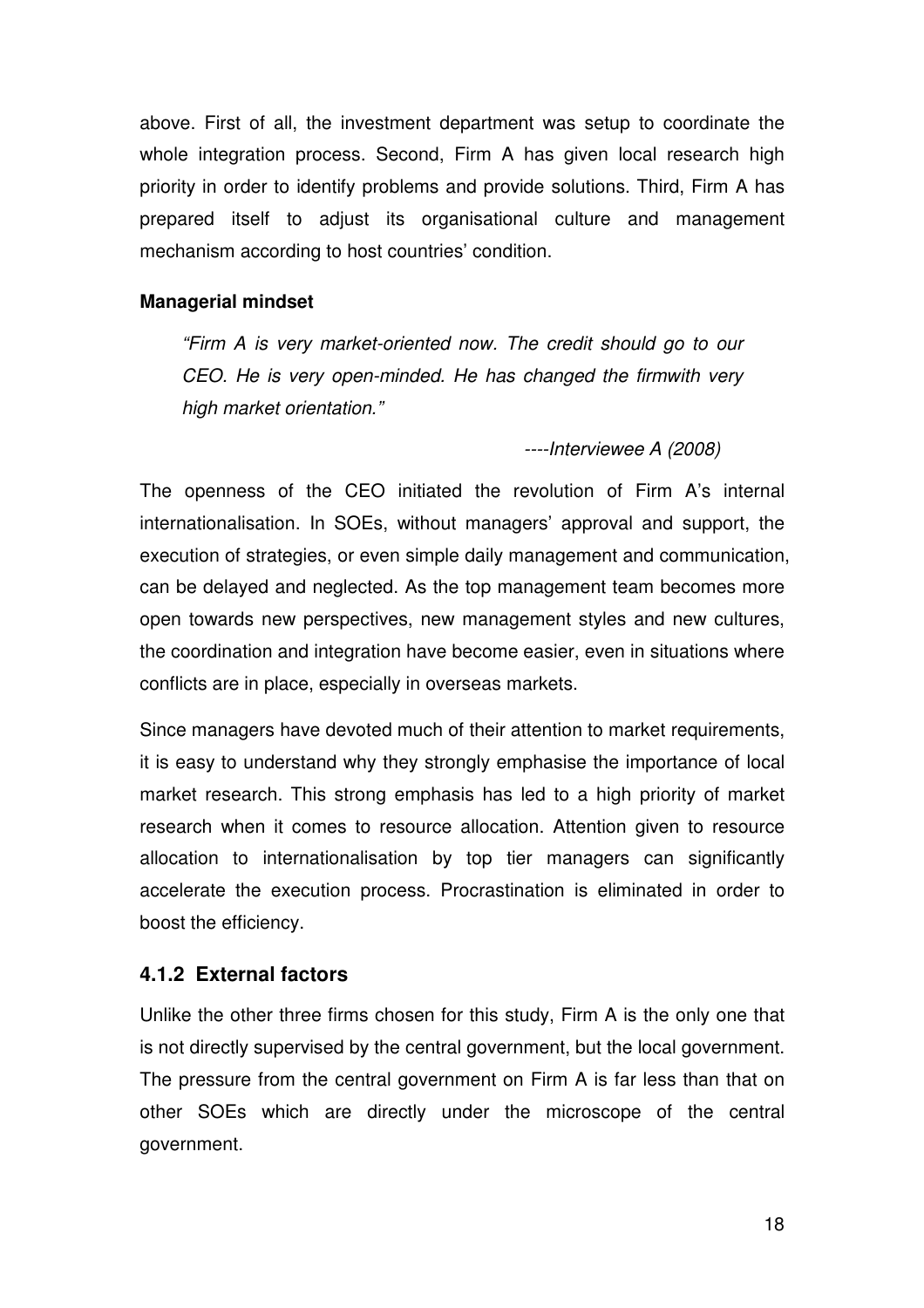above. First of all, the investment department was setup to coordinate the whole integration process. Second, Firm A has given local research high priority in order to identify problems and provide solutions. Third, Firm A has prepared itself to adjust its organisational culture and management mechanism according to host countries' condition.

**Managerial mindset**

> *"Firm A is very market-oriented now. The credit should go to our CEO. He is very open-minded. He has changed the firmwith very high market orientation."*
>
> *----Interviewee A (2008)*

The openness of the CEO initiated the revolution of Firm A's internal internationalisation. In SOEs, without managers' approval and support, the execution of strategies, or even simple daily management and communication, can be delayed and neglected. As the top management team becomes more open towards new perspectives, new management styles and new cultures, the coordination and integration have become easier, even in situations where conflicts are in place, especially in overseas markets.

Since managers have devoted much of their attention to market requirements, it is easy to understand why they strongly emphasise the importance of local market research. This strong emphasis has led to a high priority of market research when it comes to resource allocation. Attention given to resource allocation to internationalisation by top tier managers can significantly accelerate the execution process. Procrastination is eliminated in order to boost the efficiency.

### 4.1.2 External factors

Unlike the other three firms chosen for this study, Firm A is the only one that is not directly supervised by the central government, but the local government. The pressure from the central government on Firm A is far less than that on other SOEs which are directly under the microscope of the central government.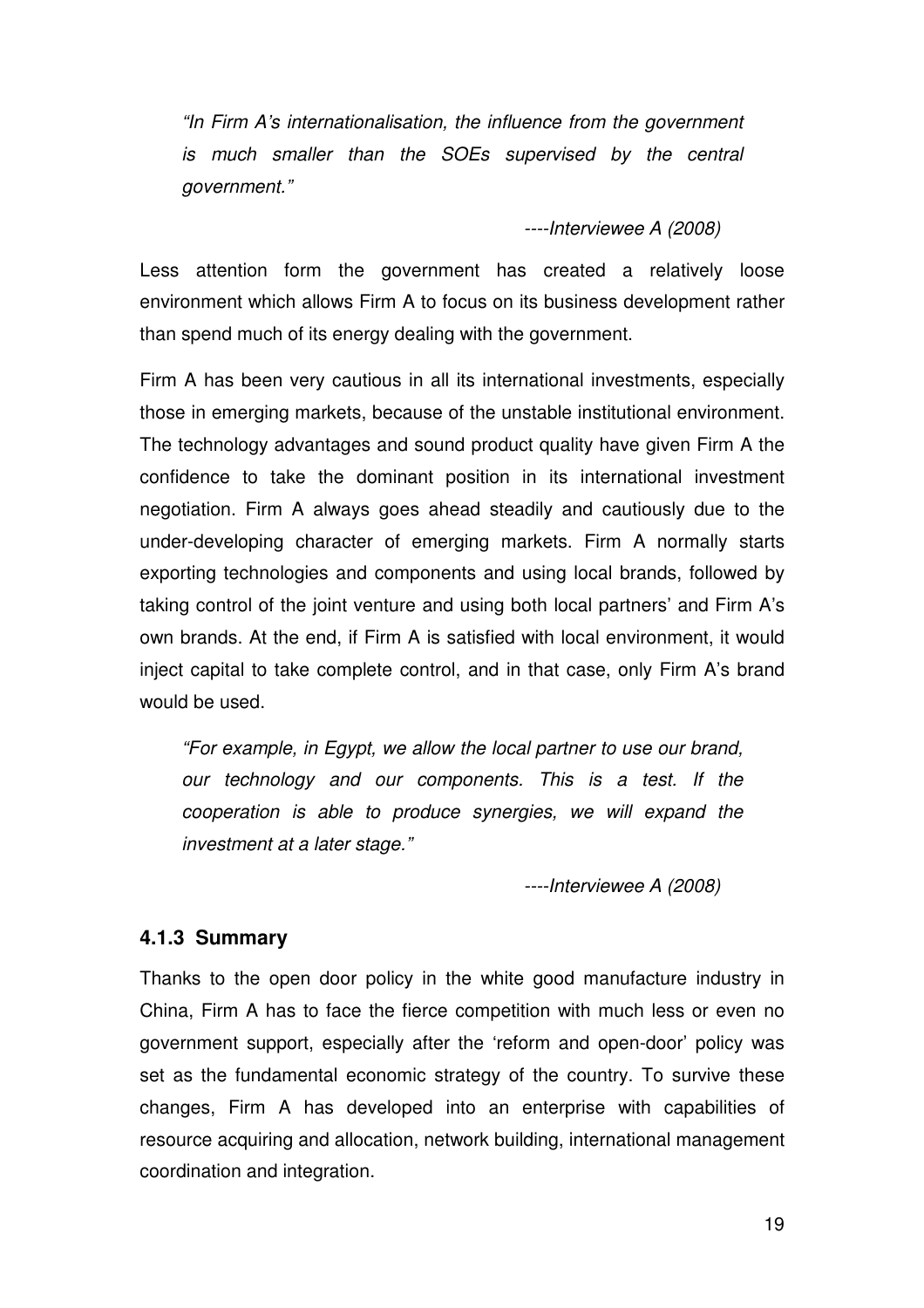*"In Firm A's internationalisation, the influence from the government is much smaller than the SOEs supervised by the central government."*

*----Interviewee A (2008)*

Less attention form the government has created a relatively loose environment which allows Firm A to focus on its business development rather than spend much of its energy dealing with the government.

Firm A has been very cautious in all its international investments, especially those in emerging markets, because of the unstable institutional environment. The technology advantages and sound product quality have given Firm A the confidence to take the dominant position in its international investment negotiation. Firm A always goes ahead steadily and cautiously due to the under-developing character of emerging markets. Firm A normally starts exporting technologies and components and using local brands, followed by taking control of the joint venture and using both local partners' and Firm A's own brands. At the end, if Firm A is satisfied with local environment, it would inject capital to take complete control, and in that case, only Firm A's brand would be used.

*"For example, in Egypt, we allow the local partner to use our brand, our technology and our components. This is a test. If the cooperation is able to produce synergies, we will expand the investment at a later stage."*

*----Interviewee A (2008)*

### 4.1.3 Summary

Thanks to the open door policy in the white good manufacture industry in China, Firm A has to face the fierce competition with much less or even no government support, especially after the 'reform and open-door' policy was set as the fundamental economic strategy of the country. To survive these changes, Firm A has developed into an enterprise with capabilities of resource acquiring and allocation, network building, international management coordination and integration.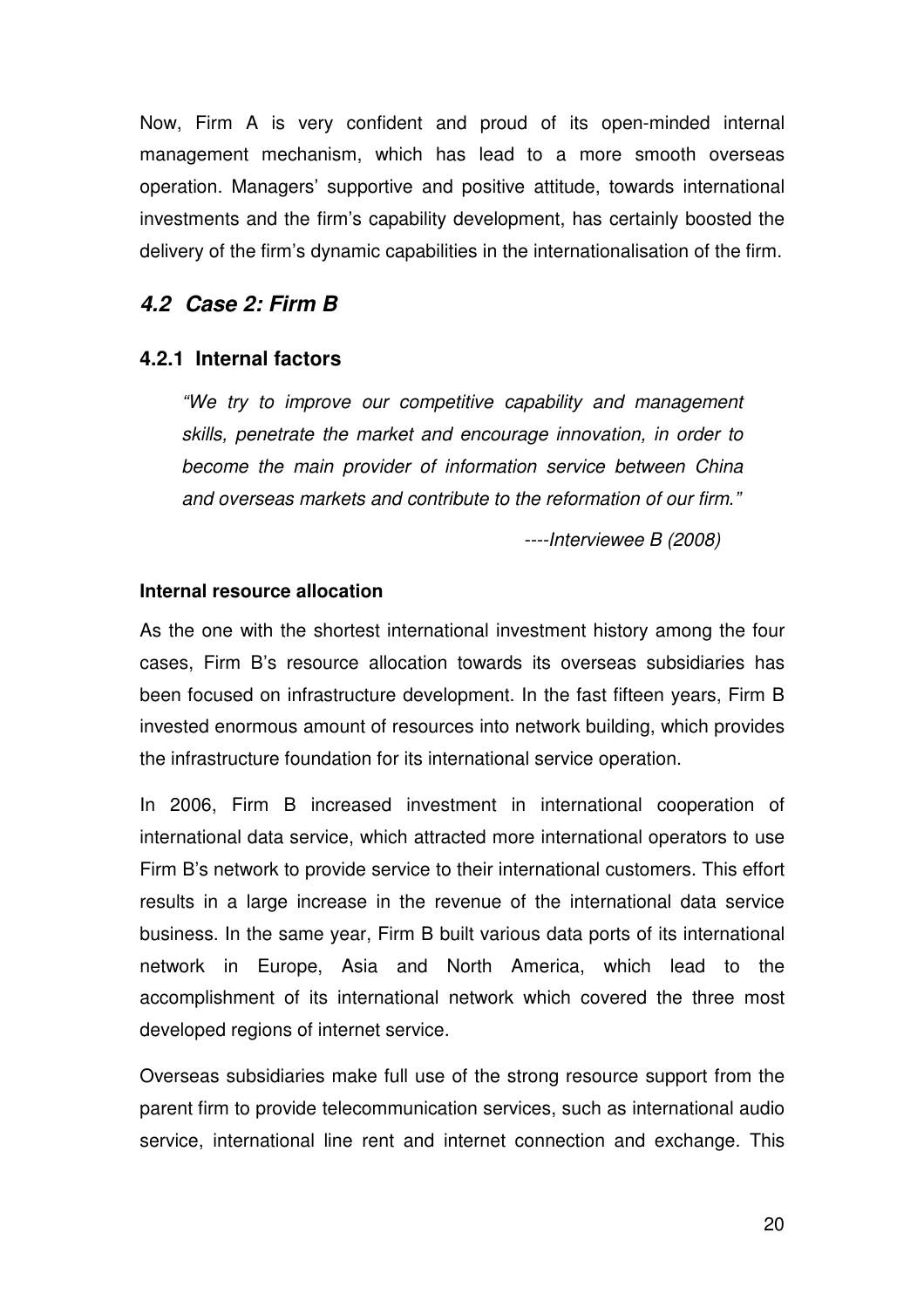Now, Firm A is very confident and proud of its open-minded internal management mechanism, which has lead to a more smooth overseas operation. Managers' supportive and positive attitude, towards international investments and the firm's capability development, has certainly boosted the delivery of the firm's dynamic capabilities in the internationalisation of the firm.

## *4.2 Case 2: Firm B*

### 4.2.1 Internal factors

> *"We try to improve our competitive capability and management skills, penetrate the market and encourage innovation, in order to become the main provider of information service between China and overseas markets and contribute to the reformation of our firm."*
>
> *----Interviewee B (2008)*

**Internal resource allocation**

As the one with the shortest international investment history among the four cases, Firm B's resource allocation towards its overseas subsidiaries has been focused on infrastructure development. In the fast fifteen years, Firm B invested enormous amount of resources into network building, which provides the infrastructure foundation for its international service operation.

In 2006, Firm B increased investment in international cooperation of international data service, which attracted more international operators to use Firm B's network to provide service to their international customers. This effort results in a large increase in the revenue of the international data service business. In the same year, Firm B built various data ports of its international network in Europe, Asia and North America, which lead to the accomplishment of its international network which covered the three most developed regions of internet service.

Overseas subsidiaries make full use of the strong resource support from the parent firm to provide telecommunication services, such as international audio service, international line rent and internet connection and exchange. This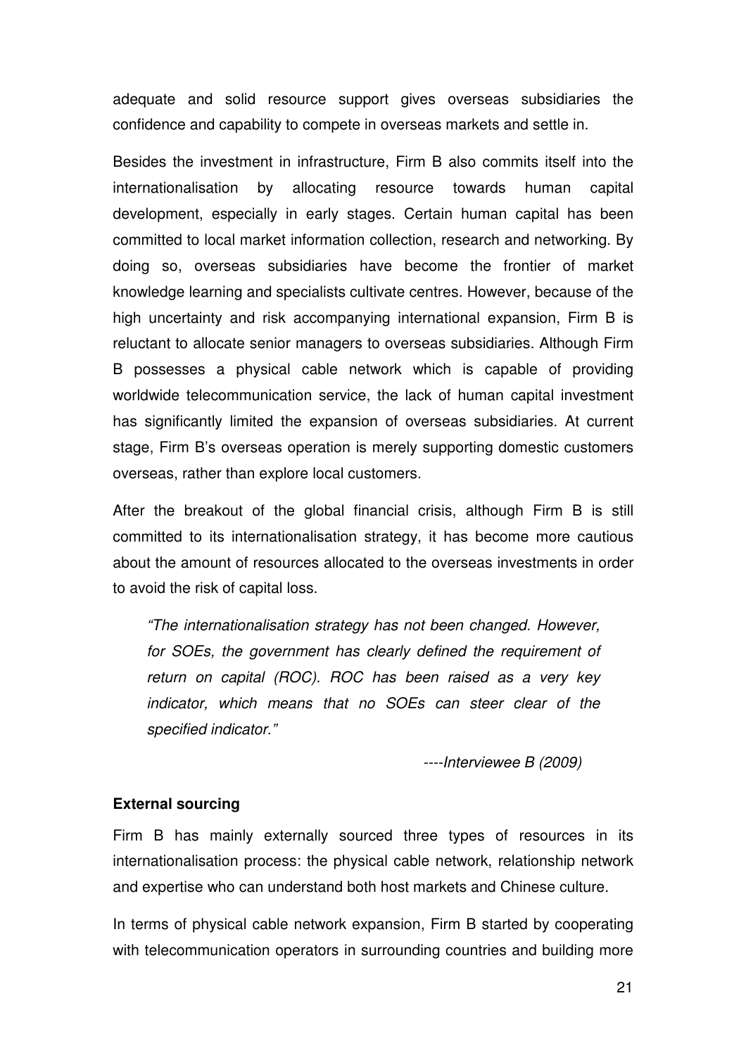adequate and solid resource support gives overseas subsidiaries the confidence and capability to compete in overseas markets and settle in.

Besides the investment in infrastructure, Firm B also commits itself into the internationalisation by allocating resource towards human capital development, especially in early stages. Certain human capital has been committed to local market information collection, research and networking. By doing so, overseas subsidiaries have become the frontier of market knowledge learning and specialists cultivate centres. However, because of the high uncertainty and risk accompanying international expansion, Firm B is reluctant to allocate senior managers to overseas subsidiaries. Although Firm B possesses a physical cable network which is capable of providing worldwide telecommunication service, the lack of human capital investment has significantly limited the expansion of overseas subsidiaries. At current stage, Firm B's overseas operation is merely supporting domestic customers overseas, rather than explore local customers.

After the breakout of the global financial crisis, although Firm B is still committed to its internationalisation strategy, it has become more cautious about the amount of resources allocated to the overseas investments in order to avoid the risk of capital loss.

> *"The internationalisation strategy has not been changed. However, for SOEs, the government has clearly defined the requirement of return on capital (ROC). ROC has been raised as a very key indicator, which means that no SOEs can steer clear of the specified indicator."*
>
> *----Interviewee B (2009)*

**External sourcing**

Firm B has mainly externally sourced three types of resources in its internationalisation process: the physical cable network, relationship network and expertise who can understand both host markets and Chinese culture.

In terms of physical cable network expansion, Firm B started by cooperating with telecommunication operators in surrounding countries and building more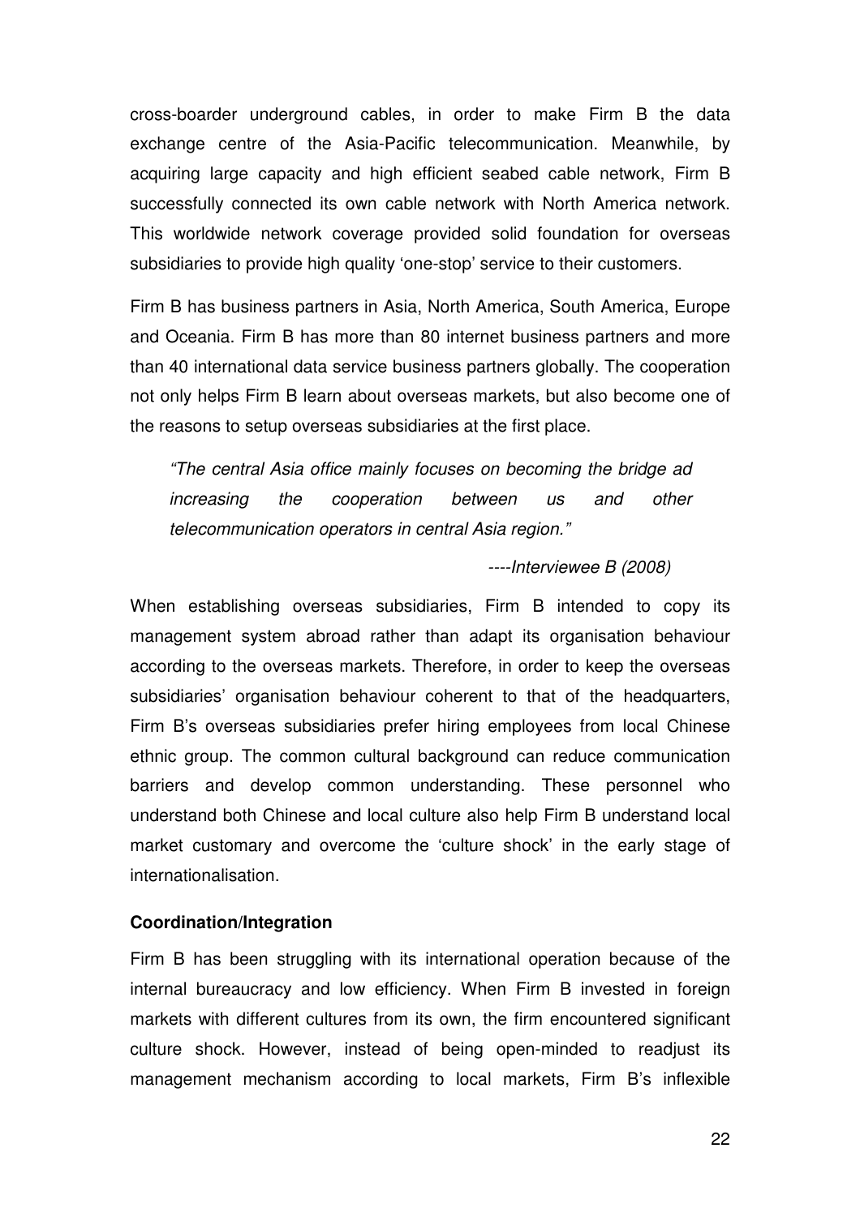cross-boarder underground cables, in order to make Firm B the data exchange centre of the Asia-Pacific telecommunication. Meanwhile, by acquiring large capacity and high efficient seabed cable network, Firm B successfully connected its own cable network with North America network. This worldwide network coverage provided solid foundation for overseas subsidiaries to provide high quality 'one-stop' service to their customers.

Firm B has business partners in Asia, North America, South America, Europe and Oceania. Firm B has more than 80 internet business partners and more than 40 international data service business partners globally. The cooperation not only helps Firm B learn about overseas markets, but also become one of the reasons to setup overseas subsidiaries at the first place.

> *"The central Asia office mainly focuses on becoming the bridge ad increasing the cooperation between us and other telecommunication operators in central Asia region."*
>
> *----Interviewee B (2008)*

When establishing overseas subsidiaries, Firm B intended to copy its management system abroad rather than adapt its organisation behaviour according to the overseas markets. Therefore, in order to keep the overseas subsidiaries' organisation behaviour coherent to that of the headquarters, Firm B's overseas subsidiaries prefer hiring employees from local Chinese ethnic group. The common cultural background can reduce communication barriers and develop common understanding. These personnel who understand both Chinese and local culture also help Firm B understand local market customary and overcome the 'culture shock' in the early stage of internationalisation.

**Coordination/Integration**

Firm B has been struggling with its international operation because of the internal bureaucracy and low efficiency. When Firm B invested in foreign markets with different cultures from its own, the firm encountered significant culture shock. However, instead of being open-minded to readjust its management mechanism according to local markets, Firm B's inflexible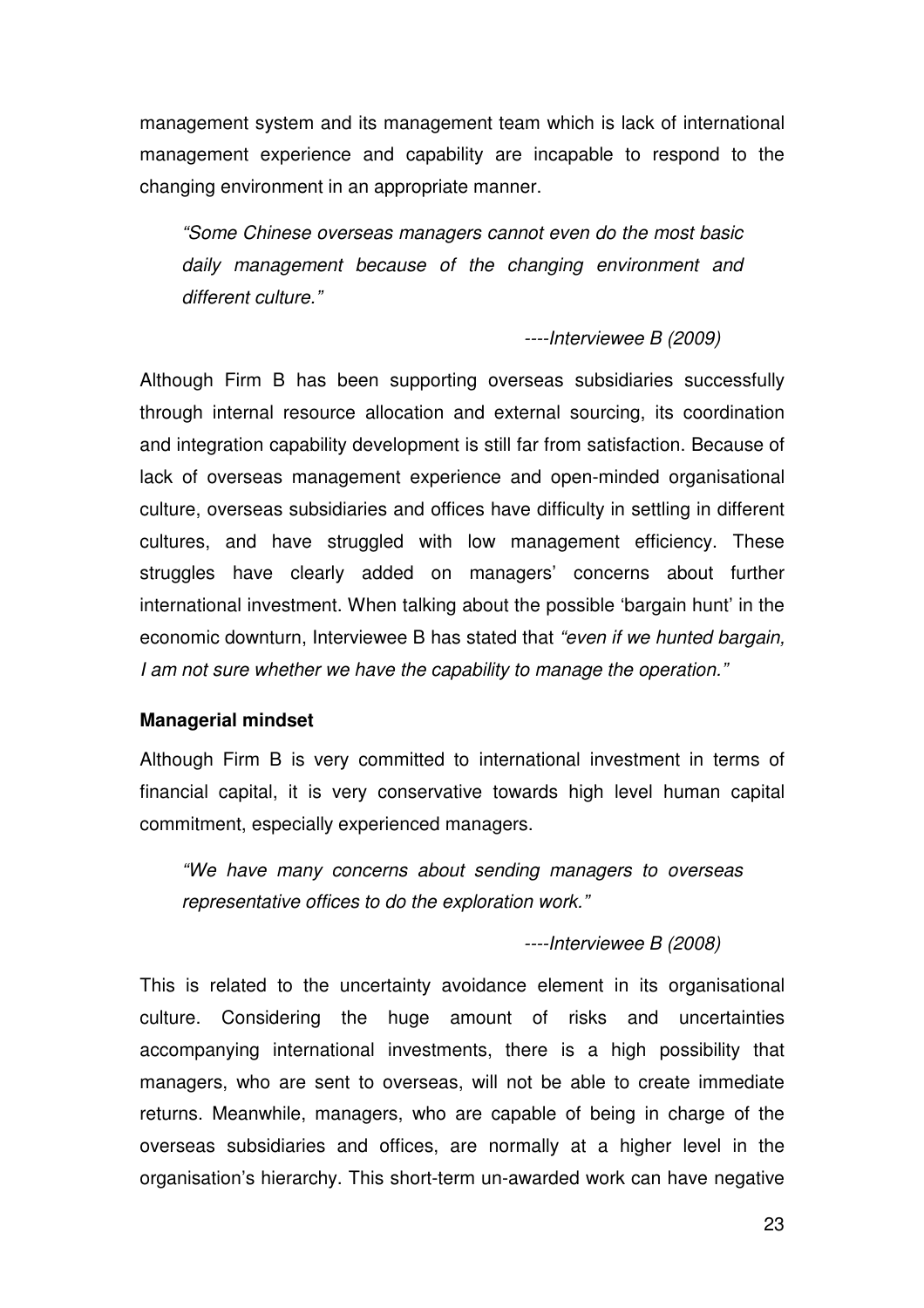management system and its management team which is lack of international management experience and capability are incapable to respond to the changing environment in an appropriate manner.

> *"Some Chinese overseas managers cannot even do the most basic daily management because of the changing environment and different culture."*
>
> *----Interviewee B (2009)*

Although Firm B has been supporting overseas subsidiaries successfully through internal resource allocation and external sourcing, its coordination and integration capability development is still far from satisfaction. Because of lack of overseas management experience and open-minded organisational culture, overseas subsidiaries and offices have difficulty in settling in different cultures, and have struggled with low management efficiency. These struggles have clearly added on managers' concerns about further international investment. When talking about the possible 'bargain hunt' in the economic downturn, Interviewee B has stated that *"even if we hunted bargain, I am not sure whether we have the capability to manage the operation."*

**Managerial mindset**

Although Firm B is very committed to international investment in terms of financial capital, it is very conservative towards high level human capital commitment, especially experienced managers.

> *"We have many concerns about sending managers to overseas representative offices to do the exploration work."*
>
> *----Interviewee B (2008)*

This is related to the uncertainty avoidance element in its organisational culture. Considering the huge amount of risks and uncertainties accompanying international investments, there is a high possibility that managers, who are sent to overseas, will not be able to create immediate returns. Meanwhile, managers, who are capable of being in charge of the overseas subsidiaries and offices, are normally at a higher level in the organisation's hierarchy. This short-term un-awarded work can have negative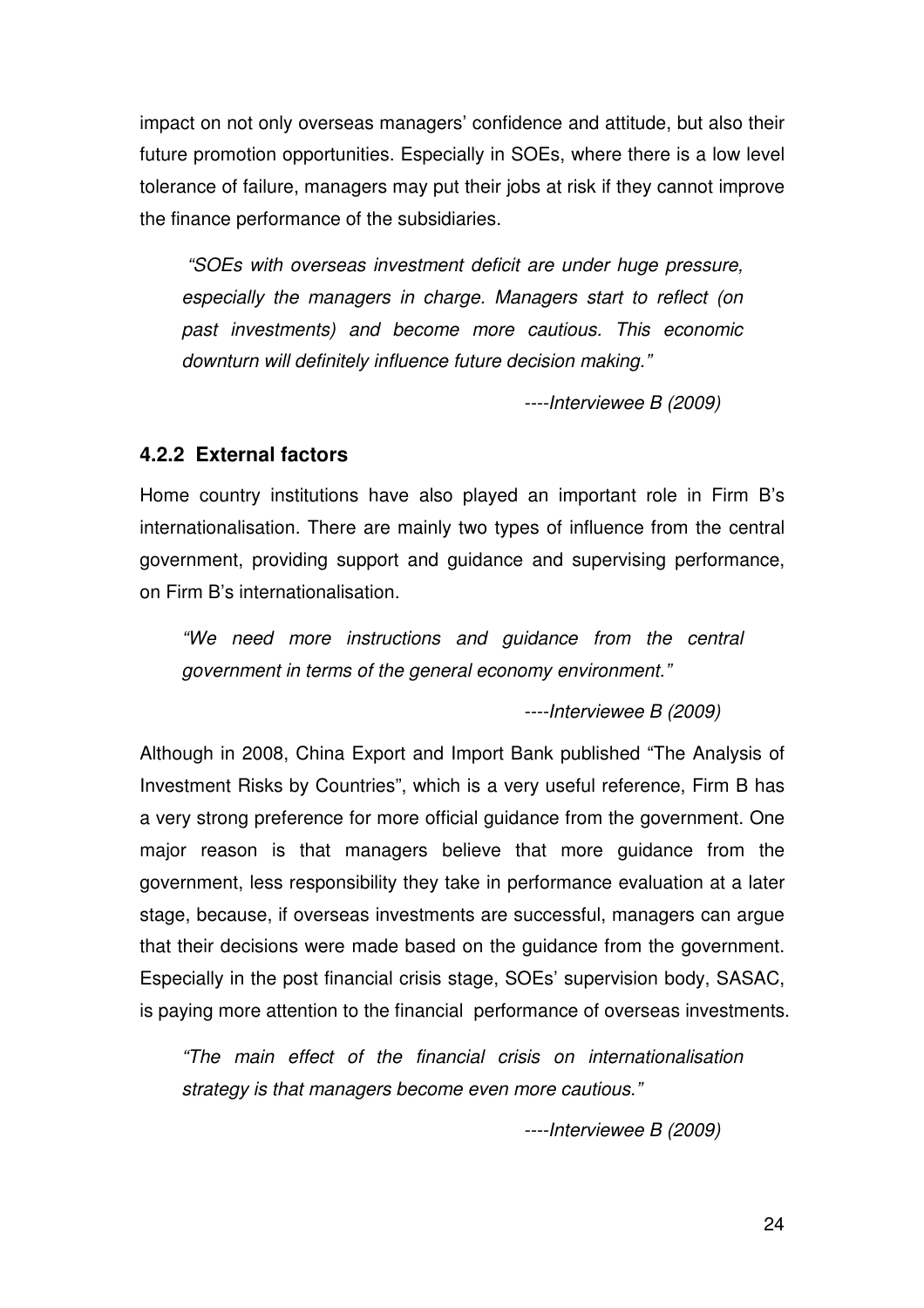impact on not only overseas managers' confidence and attitude, but also their future promotion opportunities. Especially in SOEs, where there is a low level tolerance of failure, managers may put their jobs at risk if they cannot improve the finance performance of the subsidiaries.

> *"SOEs with overseas investment deficit are under huge pressure, especially the managers in charge. Managers start to reflect (on past investments) and become more cautious. This economic downturn will definitely influence future decision making."*
>
> *----Interviewee B (2009)*

### 4.2.2 External factors

Home country institutions have also played an important role in Firm B's internationalisation. There are mainly two types of influence from the central government, providing support and guidance and supervising performance, on Firm B's internationalisation.

> *"We need more instructions and guidance from the central government in terms of the general economy environment."*
>
> *----Interviewee B (2009)*

Although in 2008, China Export and Import Bank published "The Analysis of Investment Risks by Countries", which is a very useful reference, Firm B has a very strong preference for more official guidance from the government. One major reason is that managers believe that more guidance from the government, less responsibility they take in performance evaluation at a later stage, because, if overseas investments are successful, managers can argue that their decisions were made based on the guidance from the government. Especially in the post financial crisis stage, SOEs' supervision body, SASAC, is paying more attention to the financial performance of overseas investments.

> *"The main effect of the financial crisis on internationalisation strategy is that managers become even more cautious."*
>
> *----Interviewee B (2009)*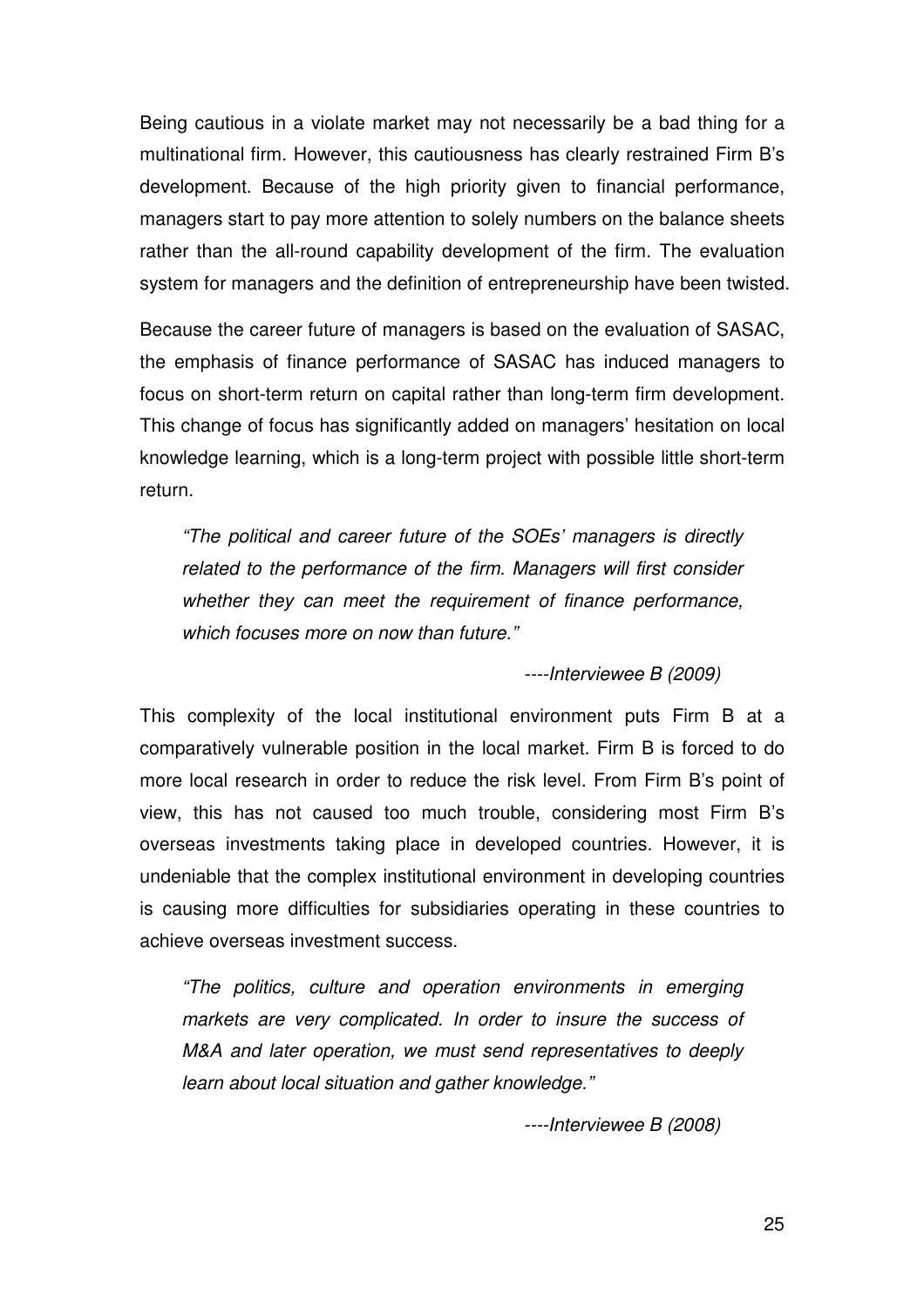Being cautious in a violate market may not necessarily be a bad thing for a multinational firm. However, this cautiousness has clearly restrained Firm B's development. Because of the high priority given to financial performance, managers start to pay more attention to solely numbers on the balance sheets rather than the all-round capability development of the firm. The evaluation system for managers and the definition of entrepreneurship have been twisted.

Because the career future of managers is based on the evaluation of SASAC, the emphasis of finance performance of SASAC has induced managers to focus on short-term return on capital rather than long-term firm development. This change of focus has significantly added on managers' hesitation on local knowledge learning, which is a long-term project with possible little short-term return.

> *"The political and career future of the SOEs' managers is directly related to the performance of the firm. Managers will first consider whether they can meet the requirement of finance performance, which focuses more on now than future."*
>
> *----Interviewee B (2009)*

This complexity of the local institutional environment puts Firm B at a comparatively vulnerable position in the local market. Firm B is forced to do more local research in order to reduce the risk level. From Firm B's point of view, this has not caused too much trouble, considering most Firm B's overseas investments taking place in developed countries. However, it is undeniable that the complex institutional environment in developing countries is causing more difficulties for subsidiaries operating in these countries to achieve overseas investment success.

> *"The politics, culture and operation environments in emerging markets are very complicated. In order to insure the success of M&A and later operation, we must send representatives to deeply learn about local situation and gather knowledge."*
>
> *----Interviewee B (2008)*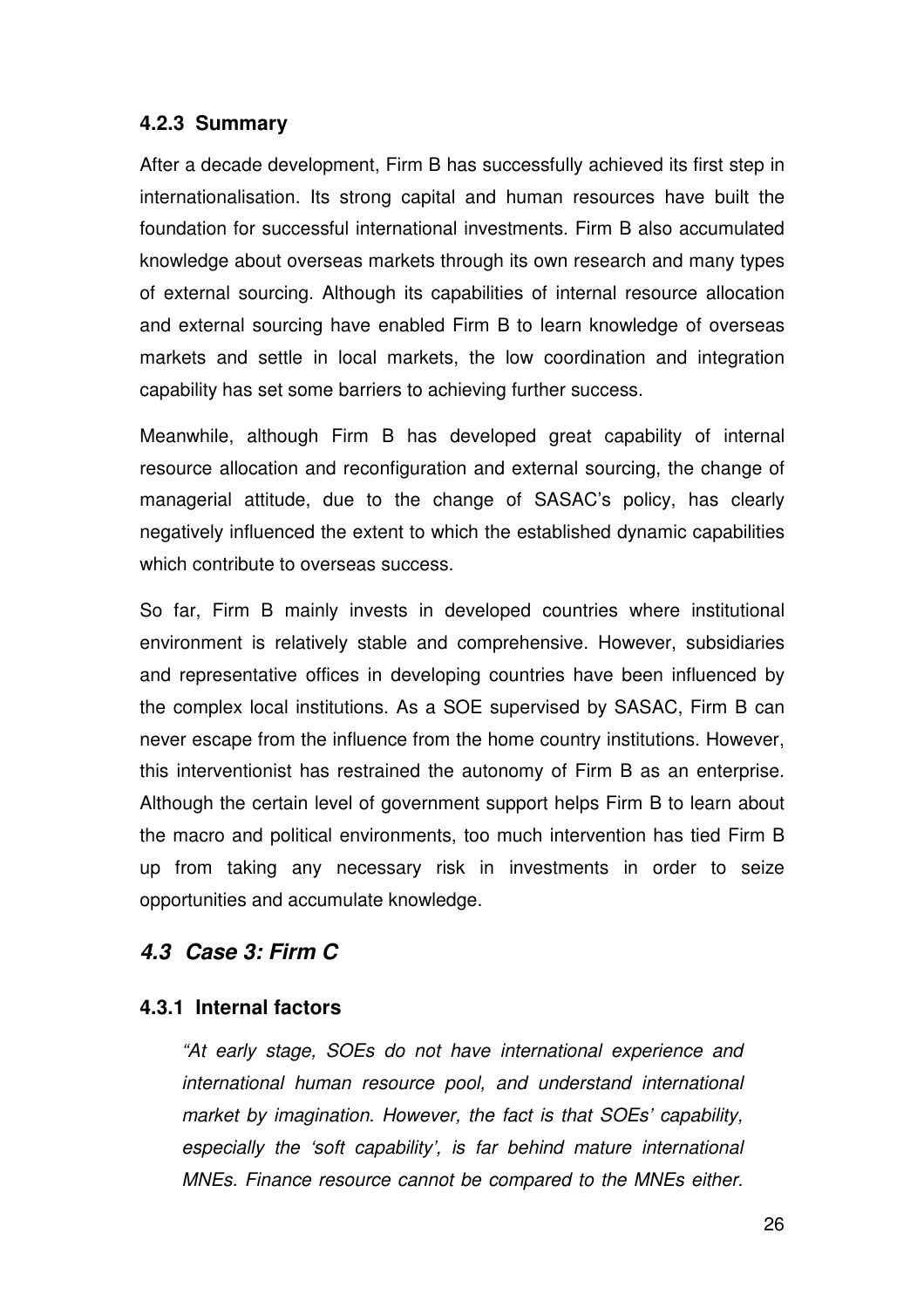### 4.2.3 Summary

After a decade development, Firm B has successfully achieved its first step in internationalisation. Its strong capital and human resources have built the foundation for successful international investments. Firm B also accumulated knowledge about overseas markets through its own research and many types of external sourcing. Although its capabilities of internal resource allocation and external sourcing have enabled Firm B to learn knowledge of overseas markets and settle in local markets, the low coordination and integration capability has set some barriers to achieving further success.

Meanwhile, although Firm B has developed great capability of internal resource allocation and reconfiguration and external sourcing, the change of managerial attitude, due to the change of SASAC's policy, has clearly negatively influenced the extent to which the established dynamic capabilities which contribute to overseas success.

So far, Firm B mainly invests in developed countries where institutional environment is relatively stable and comprehensive. However, subsidiaries and representative offices in developing countries have been influenced by the complex local institutions. As a SOE supervised by SASAC, Firm B can never escape from the influence from the home country institutions. However, this interventionist has restrained the autonomy of Firm B as an enterprise. Although the certain level of government support helps Firm B to learn about the macro and political environments, too much intervention has tied Firm B up from taking any necessary risk in investments in order to seize opportunities and accumulate knowledge.

## 4.3 Case 3: Firm C

### 4.3.1 Internal factors

*"At early stage, SOEs do not have international experience and international human resource pool, and understand international market by imagination. However, the fact is that SOEs' capability, especially the 'soft capability', is far behind mature international MNEs. Finance resource cannot be compared to the MNEs either.*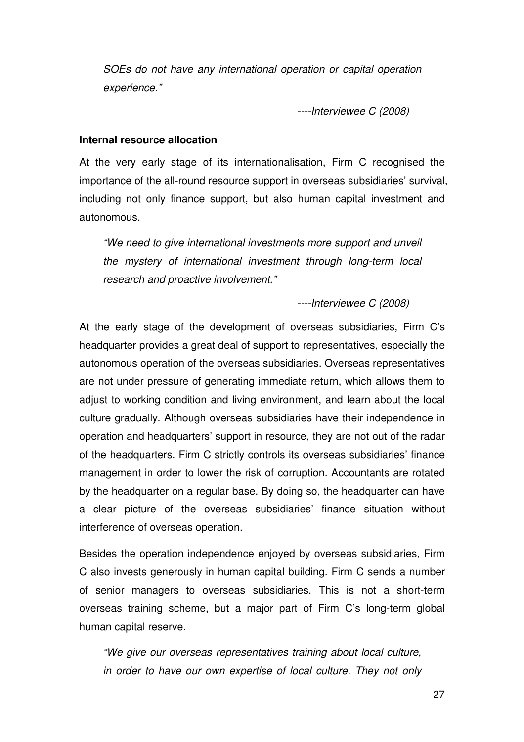*SOEs do not have any international operation or capital operation experience."*

*----Interviewee C (2008)*

**Internal resource allocation**

At the very early stage of its internationalisation, Firm C recognised the importance of the all-round resource support in overseas subsidiaries' survival, including not only finance support, but also human capital investment and autonomous.

*"We need to give international investments more support and unveil the mystery of international investment through long-term local research and proactive involvement."*

*----Interviewee C (2008)*

At the early stage of the development of overseas subsidiaries, Firm C's headquarter provides a great deal of support to representatives, especially the autonomous operation of the overseas subsidiaries. Overseas representatives are not under pressure of generating immediate return, which allows them to adjust to working condition and living environment, and learn about the local culture gradually. Although overseas subsidiaries have their independence in operation and headquarters' support in resource, they are not out of the radar of the headquarters. Firm C strictly controls its overseas subsidiaries' finance management in order to lower the risk of corruption. Accountants are rotated by the headquarter on a regular base. By doing so, the headquarter can have a clear picture of the overseas subsidiaries' finance situation without interference of overseas operation.

Besides the operation independence enjoyed by overseas subsidiaries, Firm C also invests generously in human capital building. Firm C sends a number of senior managers to overseas subsidiaries. This is not a short-term overseas training scheme, but a major part of Firm C's long-term global human capital reserve.

*"We give our overseas representatives training about local culture, in order to have our own expertise of local culture. They not only*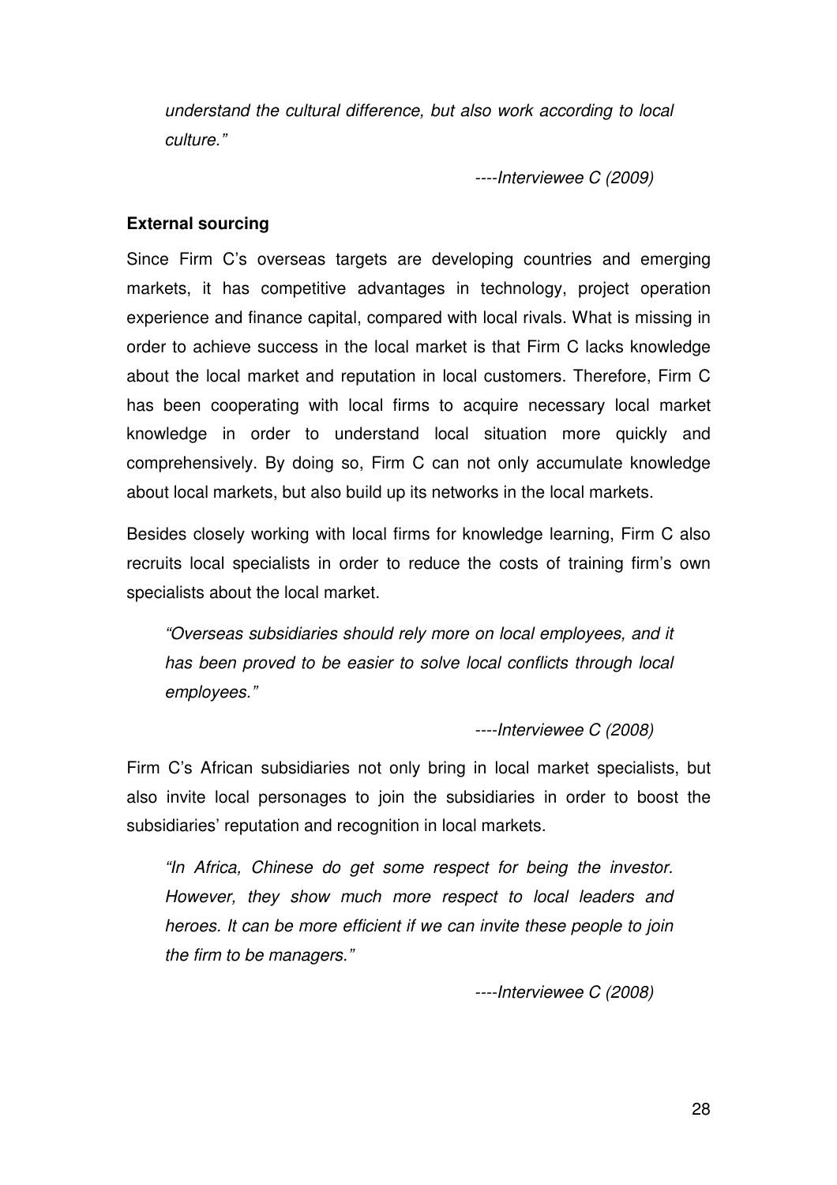*understand the cultural difference, but also work according to local culture."*

*----Interviewee C (2009)*

**External sourcing**

Since Firm C's overseas targets are developing countries and emerging markets, it has competitive advantages in technology, project operation experience and finance capital, compared with local rivals. What is missing in order to achieve success in the local market is that Firm C lacks knowledge about the local market and reputation in local customers. Therefore, Firm C has been cooperating with local firms to acquire necessary local market knowledge in order to understand local situation more quickly and comprehensively. By doing so, Firm C can not only accumulate knowledge about local markets, but also build up its networks in the local markets.

Besides closely working with local firms for knowledge learning, Firm C also recruits local specialists in order to reduce the costs of training firm's own specialists about the local market.

> *"Overseas subsidiaries should rely more on local employees, and it has been proved to be easier to solve local conflicts through local employees."*
>
> *----Interviewee C (2008)*

Firm C's African subsidiaries not only bring in local market specialists, but also invite local personages to join the subsidiaries in order to boost the subsidiaries' reputation and recognition in local markets.

> *"In Africa, Chinese do get some respect for being the investor. However, they show much more respect to local leaders and heroes. It can be more efficient if we can invite these people to join the firm to be managers."*
>
> *----Interviewee C (2008)*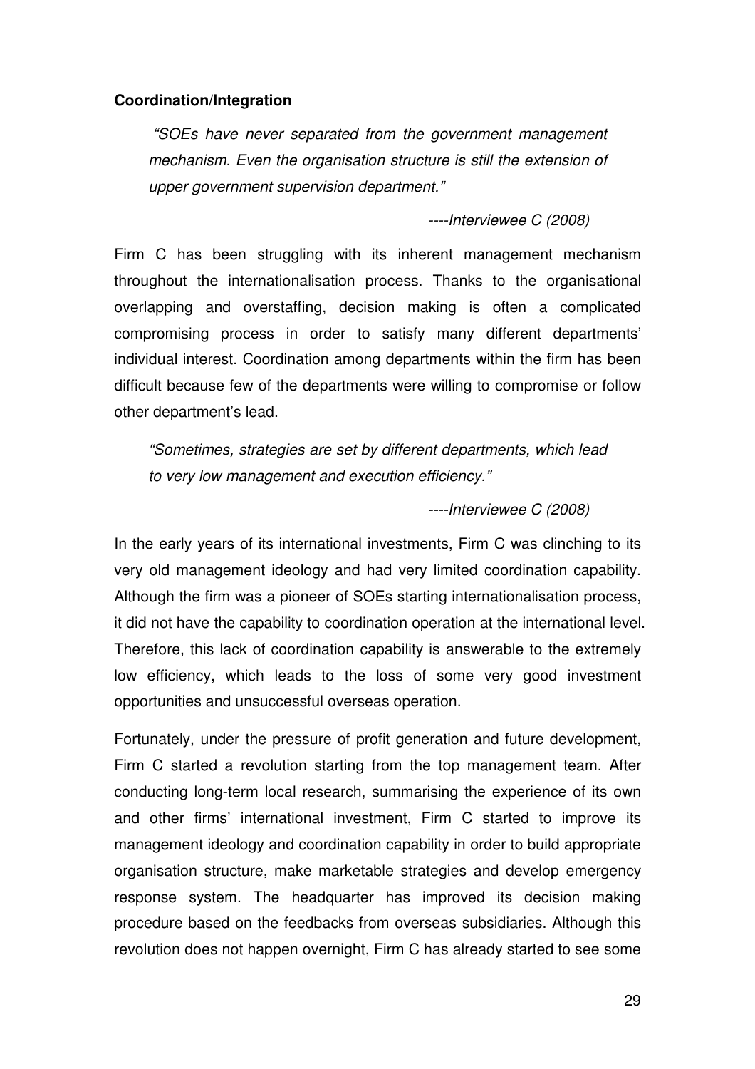**Coordination/Integration**

> *"SOEs have never separated from the government management mechanism. Even the organisation structure is still the extension of upper government supervision department."*
>
> *----Interviewee C (2008)*

Firm C has been struggling with its inherent management mechanism throughout the internationalisation process. Thanks to the organisational overlapping and overstaffing, decision making is often a complicated compromising process in order to satisfy many different departments' individual interest. Coordination among departments within the firm has been difficult because few of the departments were willing to compromise or follow other department's lead.

> *"Sometimes, strategies are set by different departments, which lead to very low management and execution efficiency."*
>
> *----Interviewee C (2008)*

In the early years of its international investments, Firm C was clinching to its very old management ideology and had very limited coordination capability. Although the firm was a pioneer of SOEs starting internationalisation process, it did not have the capability to coordination operation at the international level. Therefore, this lack of coordination capability is answerable to the extremely low efficiency, which leads to the loss of some very good investment opportunities and unsuccessful overseas operation.

Fortunately, under the pressure of profit generation and future development, Firm C started a revolution starting from the top management team. After conducting long-term local research, summarising the experience of its own and other firms' international investment, Firm C started to improve its management ideology and coordination capability in order to build appropriate organisation structure, make marketable strategies and develop emergency response system. The headquarter has improved its decision making procedure based on the feedbacks from overseas subsidiaries. Although this revolution does not happen overnight, Firm C has already started to see some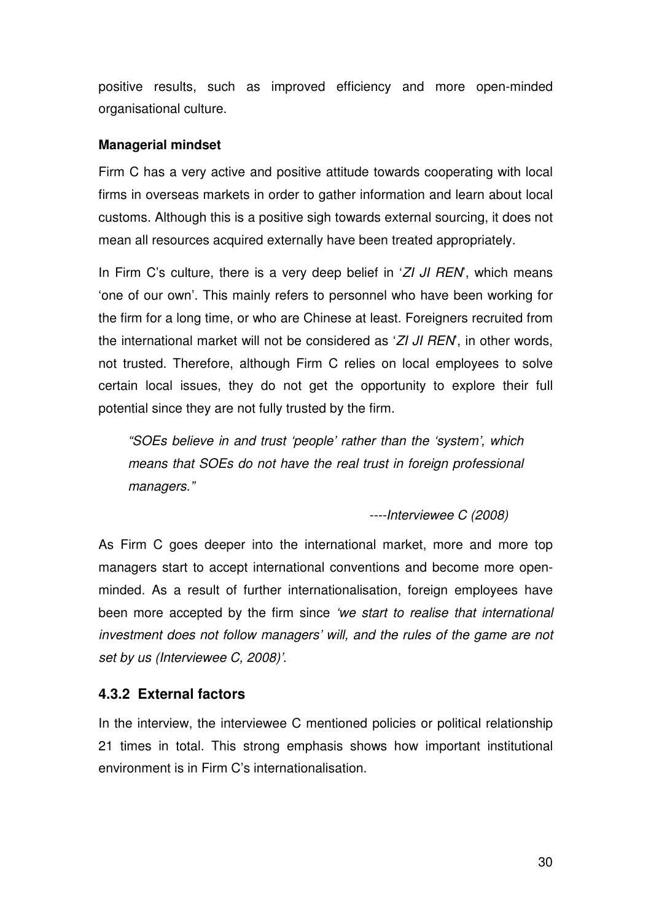positive results, such as improved efficiency and more open-minded organisational culture.

**Managerial mindset**

Firm C has a very active and positive attitude towards cooperating with local firms in overseas markets in order to gather information and learn about local customs. Although this is a positive sigh towards external sourcing, it does not mean all resources acquired externally have been treated appropriately.

In Firm C's culture, there is a very deep belief in '*ZI JI REN*', which means 'one of our own'. This mainly refers to personnel who have been working for the firm for a long time, or who are Chinese at least. Foreigners recruited from the international market will not be considered as '*ZI JI REN*', in other words, not trusted. Therefore, although Firm C relies on local employees to solve certain local issues, they do not get the opportunity to explore their full potential since they are not fully trusted by the firm.

> *"SOEs believe in and trust 'people' rather than the 'system', which means that SOEs do not have the real trust in foreign professional managers."*
>
> *----Interviewee C (2008)*

As Firm C goes deeper into the international market, more and more top managers start to accept international conventions and become more open-minded. As a result of further internationalisation, foreign employees have been more accepted by the firm since *'we start to realise that international investment does not follow managers' will, and the rules of the game are not set by us (Interviewee C, 2008)'*.

### 4.3.2 External factors

In the interview, the interviewee C mentioned policies or political relationship 21 times in total. This strong emphasis shows how important institutional environment is in Firm C's internationalisation.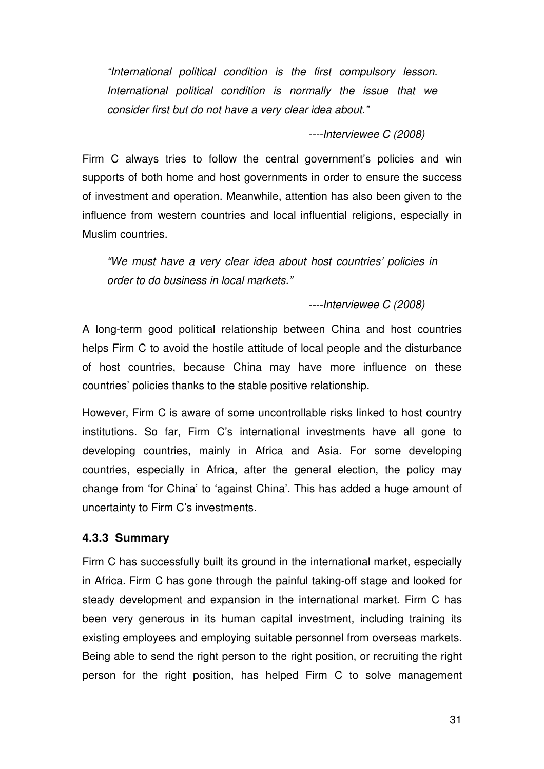*"International political condition is the first compulsory lesson. International political condition is normally the issue that we consider first but do not have a very clear idea about."*

*----Interviewee C (2008)*

Firm C always tries to follow the central government's policies and win supports of both home and host governments in order to ensure the success of investment and operation. Meanwhile, attention has also been given to the influence from western countries and local influential religions, especially in Muslim countries.

*"We must have a very clear idea about host countries' policies in order to do business in local markets."*

*----Interviewee C (2008)*

A long-term good political relationship between China and host countries helps Firm C to avoid the hostile attitude of local people and the disturbance of host countries, because China may have more influence on these countries' policies thanks to the stable positive relationship.

However, Firm C is aware of some uncontrollable risks linked to host country institutions. So far, Firm C's international investments have all gone to developing countries, mainly in Africa and Asia. For some developing countries, especially in Africa, after the general election, the policy may change from 'for China' to 'against China'. This has added a huge amount of uncertainty to Firm C's investments.

### 4.3.3 Summary

Firm C has successfully built its ground in the international market, especially in Africa. Firm C has gone through the painful taking-off stage and looked for steady development and expansion in the international market. Firm C has been very generous in its human capital investment, including training its existing employees and employing suitable personnel from overseas markets. Being able to send the right person to the right position, or recruiting the right person for the right position, has helped Firm C to solve management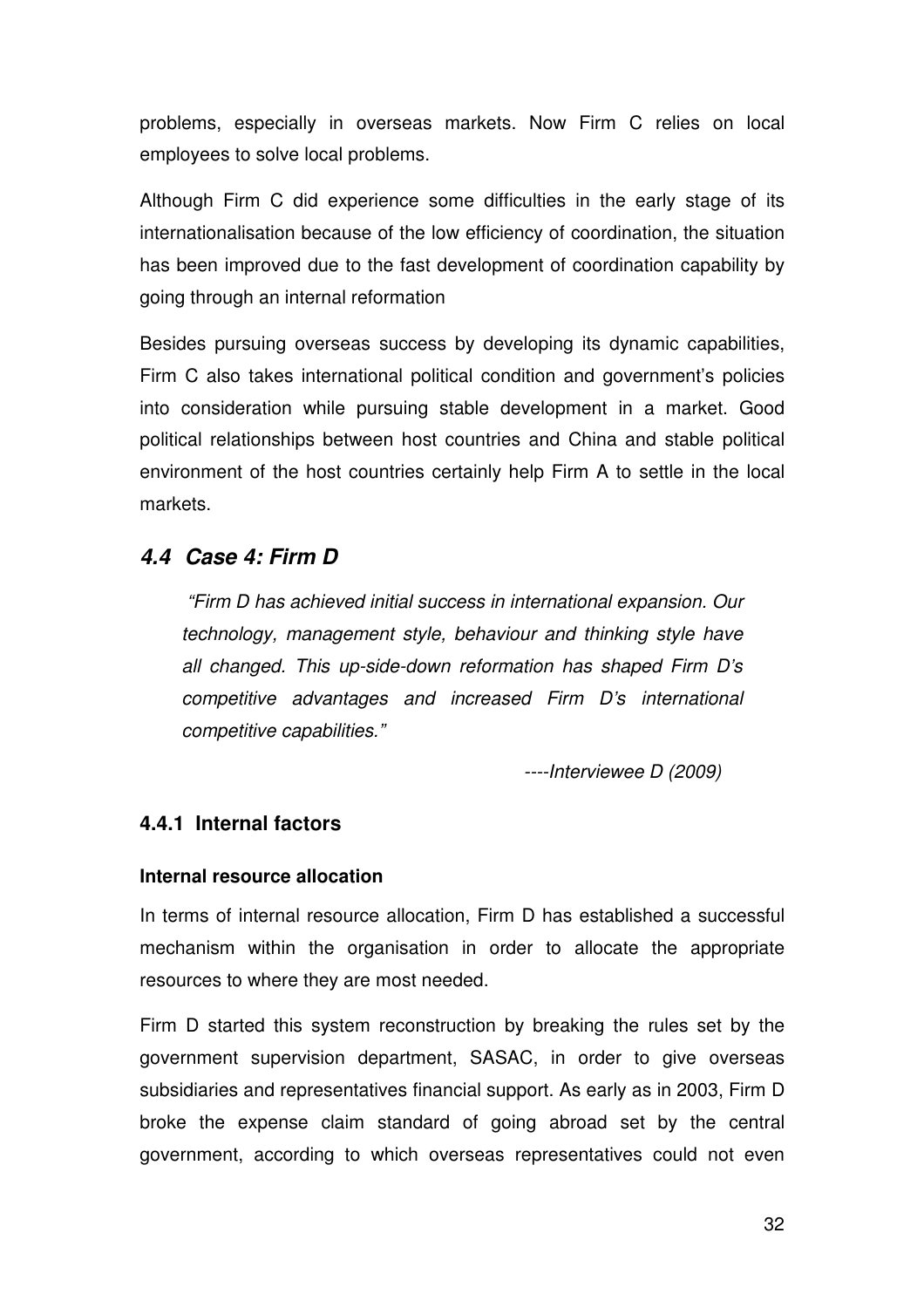problems, especially in overseas markets. Now Firm C relies on local employees to solve local problems.

Although Firm C did experience some difficulties in the early stage of its internationalisation because of the low efficiency of coordination, the situation has been improved due to the fast development of coordination capability by going through an internal reformation

Besides pursuing overseas success by developing its dynamic capabilities, Firm C also takes international political condition and government's policies into consideration while pursuing stable development in a market. Good political relationships between host countries and China and stable political environment of the host countries certainly help Firm A to settle in the local markets.

## 4.4 Case 4: Firm D

> *"Firm D has achieved initial success in international expansion. Our technology, management style, behaviour and thinking style have all changed. This up-side-down reformation has shaped Firm D's competitive advantages and increased Firm D's international competitive capabilities."*
>
> *----Interviewee D (2009)*

### 4.4.1 Internal factors

**Internal resource allocation**

In terms of internal resource allocation, Firm D has established a successful mechanism within the organisation in order to allocate the appropriate resources to where they are most needed.

Firm D started this system reconstruction by breaking the rules set by the government supervision department, SASAC, in order to give overseas subsidiaries and representatives financial support. As early as in 2003, Firm D broke the expense claim standard of going abroad set by the central government, according to which overseas representatives could not even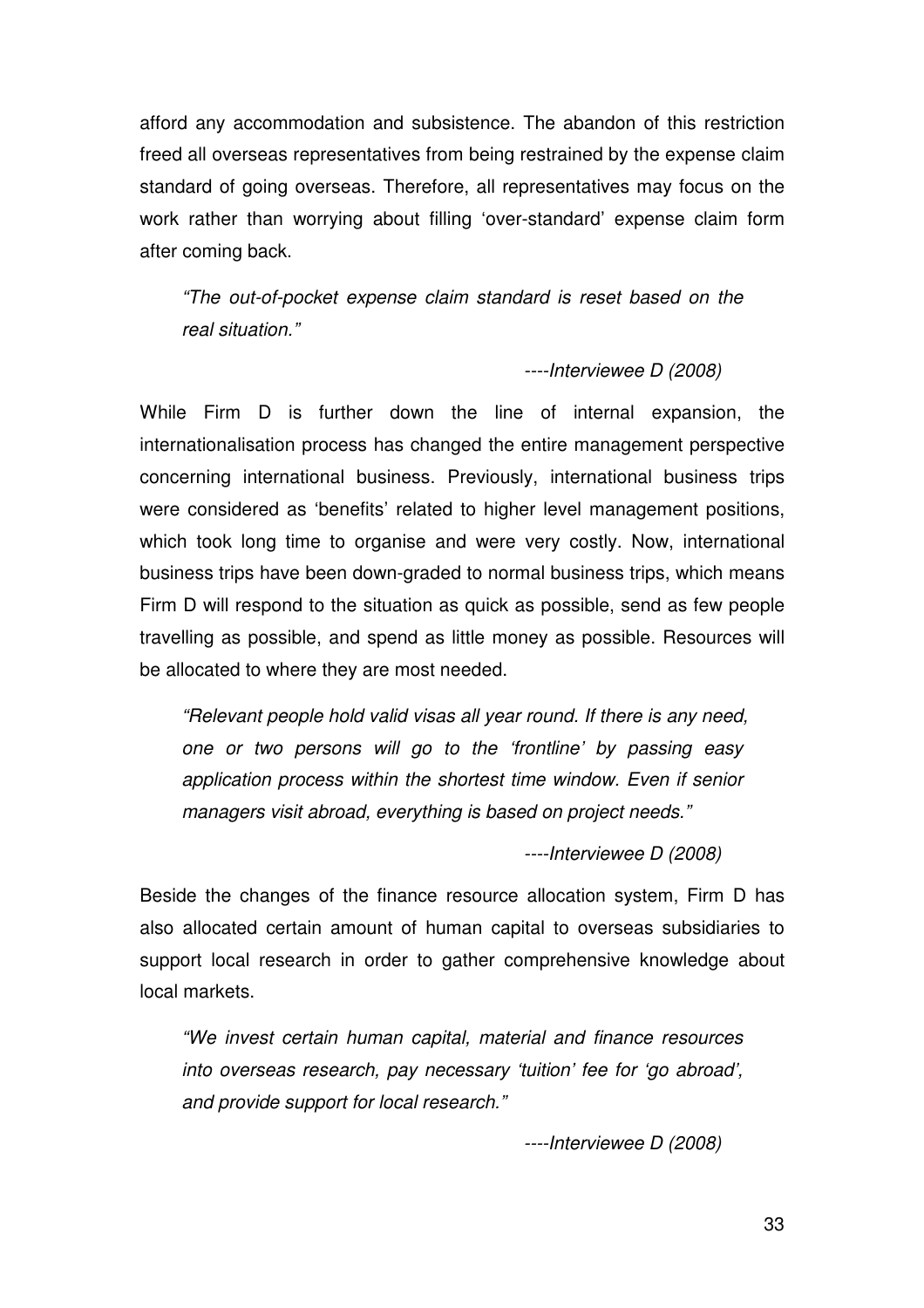afford any accommodation and subsistence. The abandon of this restriction freed all overseas representatives from being restrained by the expense claim standard of going overseas. Therefore, all representatives may focus on the work rather than worrying about filling 'over-standard' expense claim form after coming back.

> *"The out-of-pocket expense claim standard is reset based on the real situation."*
>
> *----Interviewee D (2008)*

While Firm D is further down the line of internal expansion, the internationalisation process has changed the entire management perspective concerning international business. Previously, international business trips were considered as 'benefits' related to higher level management positions, which took long time to organise and were very costly. Now, international business trips have been down-graded to normal business trips, which means Firm D will respond to the situation as quick as possible, send as few people travelling as possible, and spend as little money as possible. Resources will be allocated to where they are most needed.

> *"Relevant people hold valid visas all year round. If there is any need, one or two persons will go to the 'frontline' by passing easy application process within the shortest time window. Even if senior managers visit abroad, everything is based on project needs."*
>
> *----Interviewee D (2008)*

Beside the changes of the finance resource allocation system, Firm D has also allocated certain amount of human capital to overseas subsidiaries to support local research in order to gather comprehensive knowledge about local markets.

> *"We invest certain human capital, material and finance resources into overseas research, pay necessary 'tuition' fee for 'go abroad', and provide support for local research."*
>
> *----Interviewee D (2008)*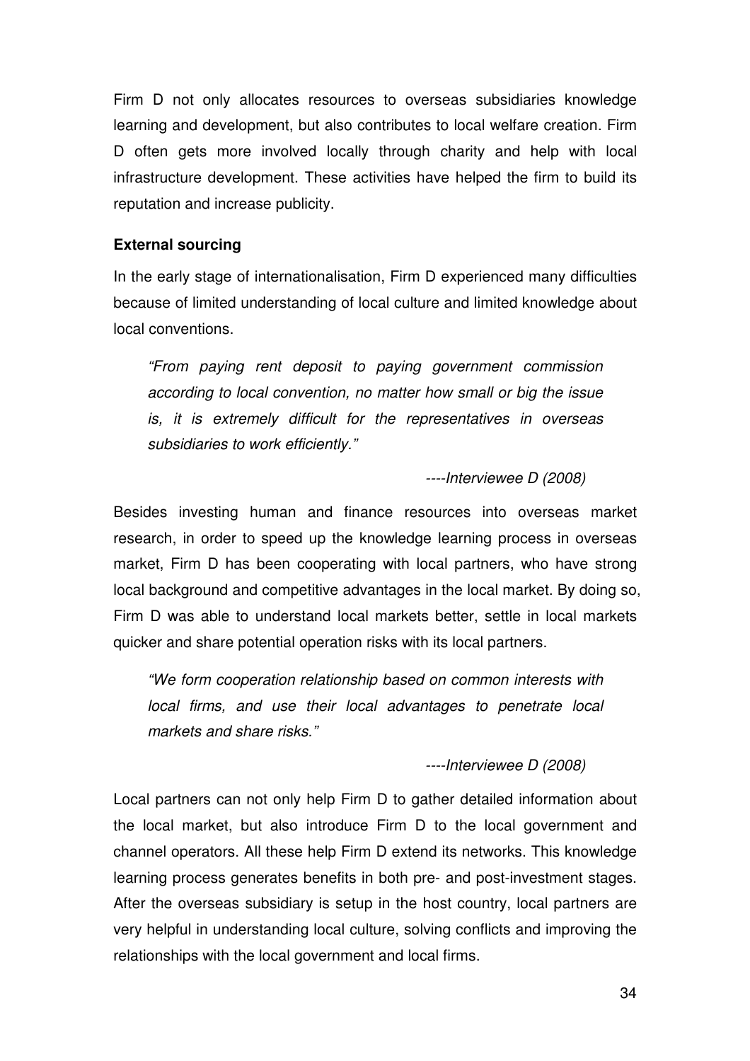Firm D not only allocates resources to overseas subsidiaries knowledge learning and development, but also contributes to local welfare creation. Firm D often gets more involved locally through charity and help with local infrastructure development. These activities have helped the firm to build its reputation and increase publicity.

**External sourcing**

In the early stage of internationalisation, Firm D experienced many difficulties because of limited understanding of local culture and limited knowledge about local conventions.

> *"From paying rent deposit to paying government commission according to local convention, no matter how small or big the issue is, it is extremely difficult for the representatives in overseas subsidiaries to work efficiently."*
>
> *----Interviewee D (2008)*

Besides investing human and finance resources into overseas market research, in order to speed up the knowledge learning process in overseas market, Firm D has been cooperating with local partners, who have strong local background and competitive advantages in the local market. By doing so, Firm D was able to understand local markets better, settle in local markets quicker and share potential operation risks with its local partners.

> *"We form cooperation relationship based on common interests with local firms, and use their local advantages to penetrate local markets and share risks."*
>
> *----Interviewee D (2008)*

Local partners can not only help Firm D to gather detailed information about the local market, but also introduce Firm D to the local government and channel operators. All these help Firm D extend its networks. This knowledge learning process generates benefits in both pre- and post-investment stages. After the overseas subsidiary is setup in the host country, local partners are very helpful in understanding local culture, solving conflicts and improving the relationships with the local government and local firms.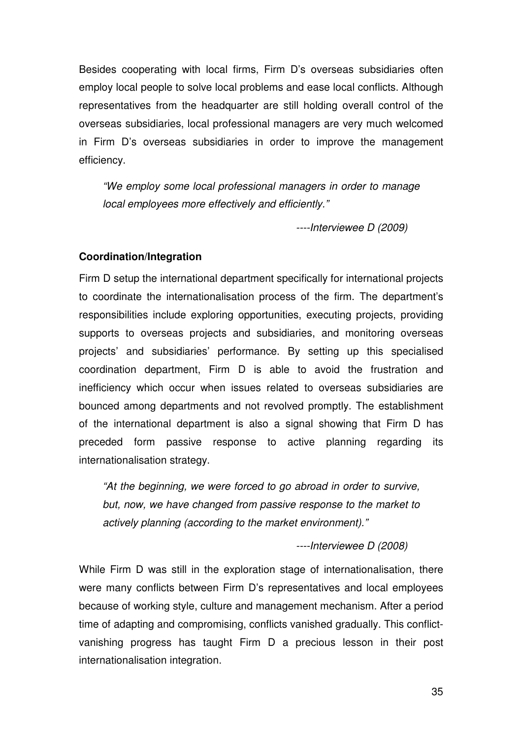Besides cooperating with local firms, Firm D's overseas subsidiaries often employ local people to solve local problems and ease local conflicts. Although representatives from the headquarter are still holding overall control of the overseas subsidiaries, local professional managers are very much welcomed in Firm D's overseas subsidiaries in order to improve the management efficiency.

> *"We employ some local professional managers in order to manage local employees more effectively and efficiently."*
>
> *----Interviewee D (2009)*

**Coordination/Integration**

Firm D setup the international department specifically for international projects to coordinate the internationalisation process of the firm. The department's responsibilities include exploring opportunities, executing projects, providing supports to overseas projects and subsidiaries, and monitoring overseas projects' and subsidiaries' performance. By setting up this specialised coordination department, Firm D is able to avoid the frustration and inefficiency which occur when issues related to overseas subsidiaries are bounced among departments and not revolved promptly. The establishment of the international department is also a signal showing that Firm D has preceded form passive response to active planning regarding its internationalisation strategy.

> *"At the beginning, we were forced to go abroad in order to survive, but, now, we have changed from passive response to the market to actively planning (according to the market environment)."*
>
> *----Interviewee D (2008)*

While Firm D was still in the exploration stage of internationalisation, there were many conflicts between Firm D's representatives and local employees because of working style, culture and management mechanism. After a period time of adapting and compromising, conflicts vanished gradually. This conflict-vanishing progress has taught Firm D a precious lesson in their post internationalisation integration.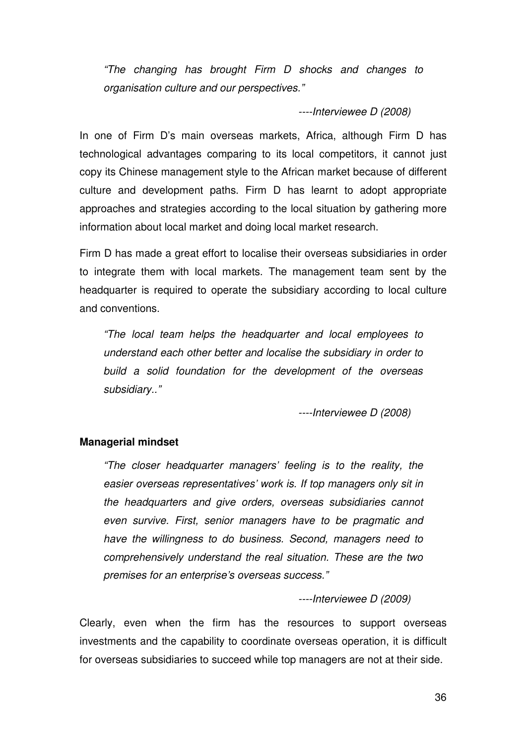*"The changing has brought Firm D shocks and changes to organisation culture and our perspectives."*

*----Interviewee D (2008)*

In one of Firm D's main overseas markets, Africa, although Firm D has technological advantages comparing to its local competitors, it cannot just copy its Chinese management style to the African market because of different culture and development paths. Firm D has learnt to adopt appropriate approaches and strategies according to the local situation by gathering more information about local market and doing local market research.

Firm D has made a great effort to localise their overseas subsidiaries in order to integrate them with local markets. The management team sent by the headquarter is required to operate the subsidiary according to local culture and conventions.

*"The local team helps the headquarter and local employees to understand each other better and localise the subsidiary in order to build a solid foundation for the development of the overseas subsidiary.."*

*----Interviewee D (2008)*

**Managerial mindset**

*"The closer headquarter managers' feeling is to the reality, the easier overseas representatives' work is. If top managers only sit in the headquarters and give orders, overseas subsidiaries cannot even survive. First, senior managers have to be pragmatic and have the willingness to do business. Second, managers need to comprehensively understand the real situation. These are the two premises for an enterprise's overseas success."*

*----Interviewee D (2009)*

Clearly, even when the firm has the resources to support overseas investments and the capability to coordinate overseas operation, it is difficult for overseas subsidiaries to succeed while top managers are not at their side.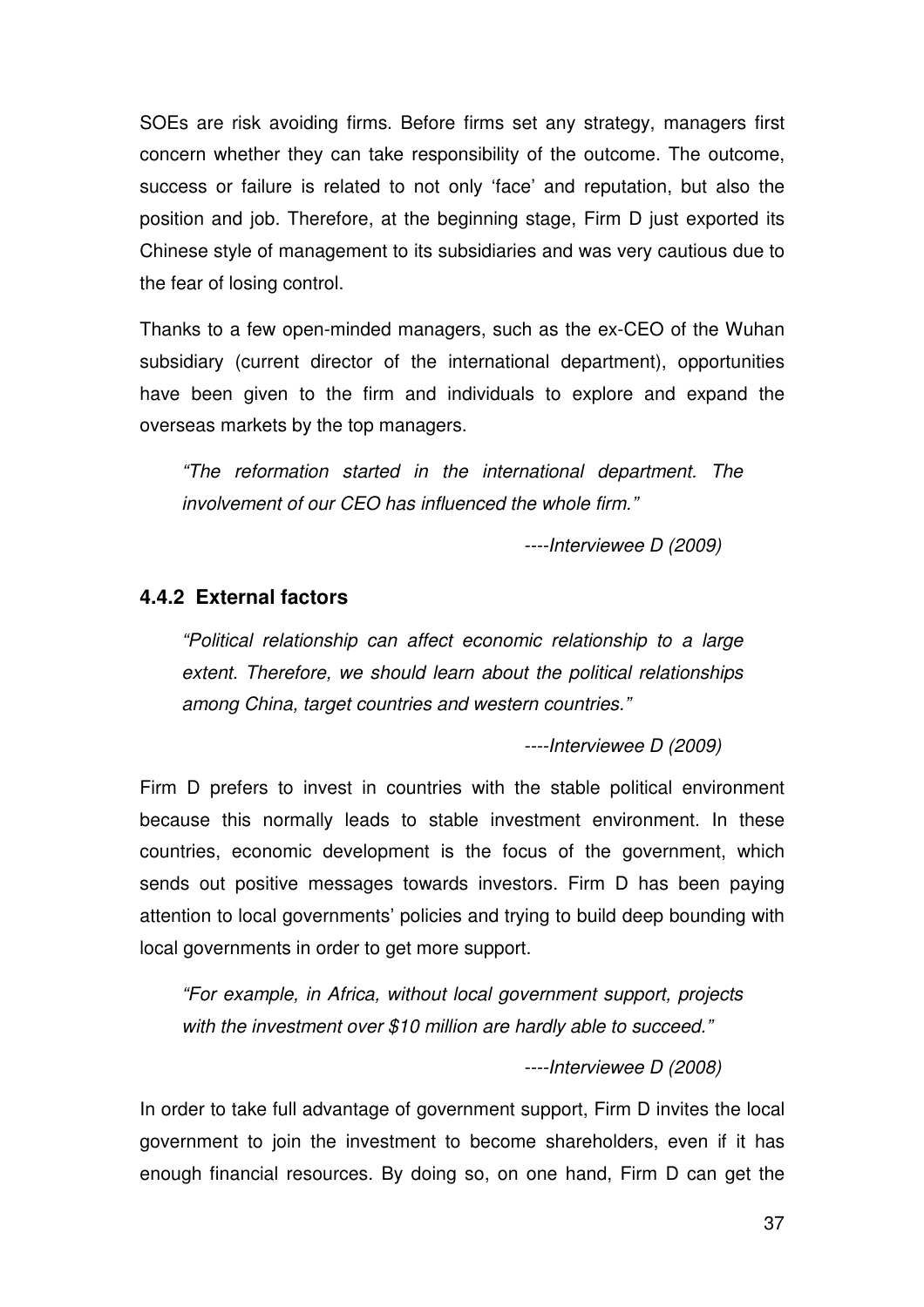SOEs are risk avoiding firms. Before firms set any strategy, managers first concern whether they can take responsibility of the outcome. The outcome, success or failure is related to not only 'face' and reputation, but also the position and job. Therefore, at the beginning stage, Firm D just exported its Chinese style of management to its subsidiaries and was very cautious due to the fear of losing control.

Thanks to a few open-minded managers, such as the ex-CEO of the Wuhan subsidiary (current director of the international department), opportunities have been given to the firm and individuals to explore and expand the overseas markets by the top managers.

> *"The reformation started in the international department. The involvement of our CEO has influenced the whole firm."*
>
> *----Interviewee D (2009)*

### 4.4.2 External factors

> *"Political relationship can affect economic relationship to a large extent. Therefore, we should learn about the political relationships among China, target countries and western countries."*
>
> *----Interviewee D (2009)*

Firm D prefers to invest in countries with the stable political environment because this normally leads to stable investment environment. In these countries, economic development is the focus of the government, which sends out positive messages towards investors. Firm D has been paying attention to local governments' policies and trying to build deep bounding with local governments in order to get more support.

> *"For example, in Africa, without local government support, projects with the investment over $10 million are hardly able to succeed."*
>
> *----Interviewee D (2008)*

In order to take full advantage of government support, Firm D invites the local government to join the investment to become shareholders, even if it has enough financial resources. By doing so, on one hand, Firm D can get the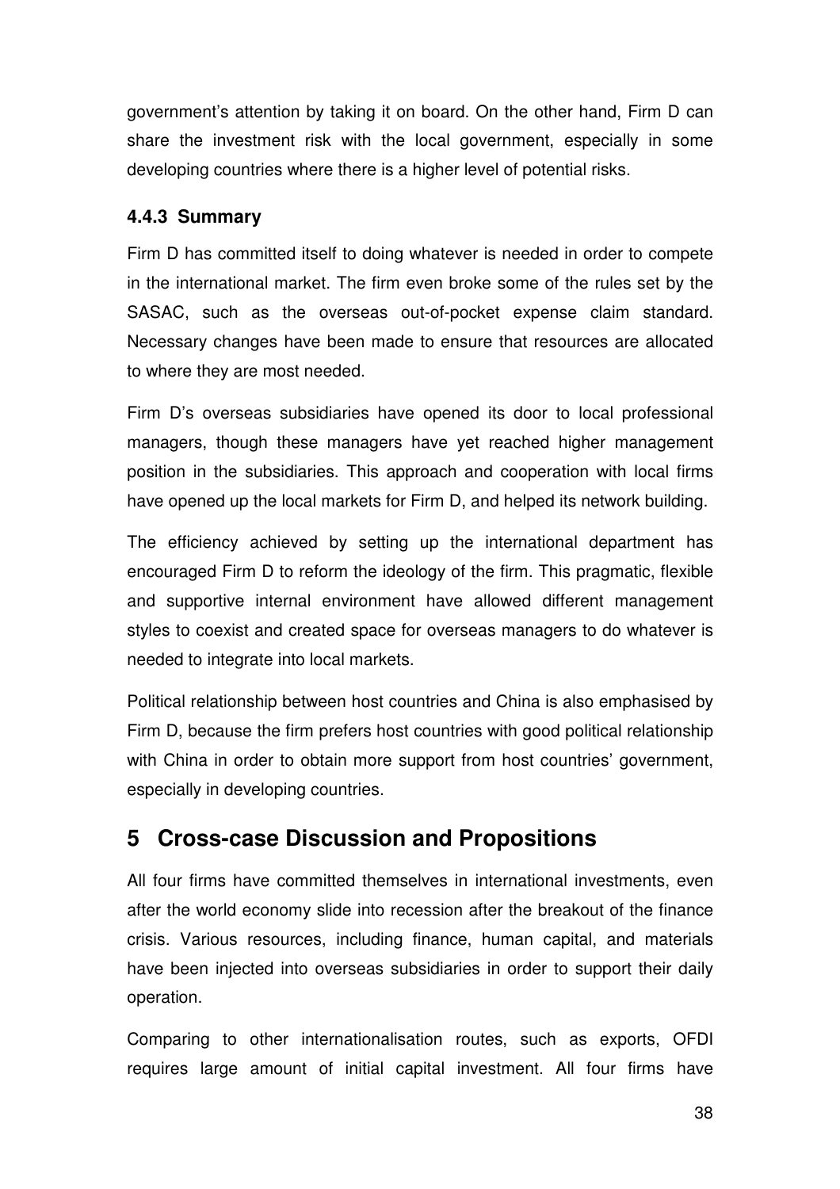government's attention by taking it on board. On the other hand, Firm D can share the investment risk with the local government, especially in some developing countries where there is a higher level of potential risks.

### 4.4.3 Summary

Firm D has committed itself to doing whatever is needed in order to compete in the international market. The firm even broke some of the rules set by the SASAC, such as the overseas out-of-pocket expense claim standard. Necessary changes have been made to ensure that resources are allocated to where they are most needed.

Firm D's overseas subsidiaries have opened its door to local professional managers, though these managers have yet reached higher management position in the subsidiaries. This approach and cooperation with local firms have opened up the local markets for Firm D, and helped its network building.

The efficiency achieved by setting up the international department has encouraged Firm D to reform the ideology of the firm. This pragmatic, flexible and supportive internal environment have allowed different management styles to coexist and created space for overseas managers to do whatever is needed to integrate into local markets.

Political relationship between host countries and China is also emphasised by Firm D, because the firm prefers host countries with good political relationship with China in order to obtain more support from host countries' government, especially in developing countries.

# 5 Cross-case Discussion and Propositions

All four firms have committed themselves in international investments, even after the world economy slide into recession after the breakout of the finance crisis. Various resources, including finance, human capital, and materials have been injected into overseas subsidiaries in order to support their daily operation.

Comparing to other internationalisation routes, such as exports, OFDI requires large amount of initial capital investment. All four firms have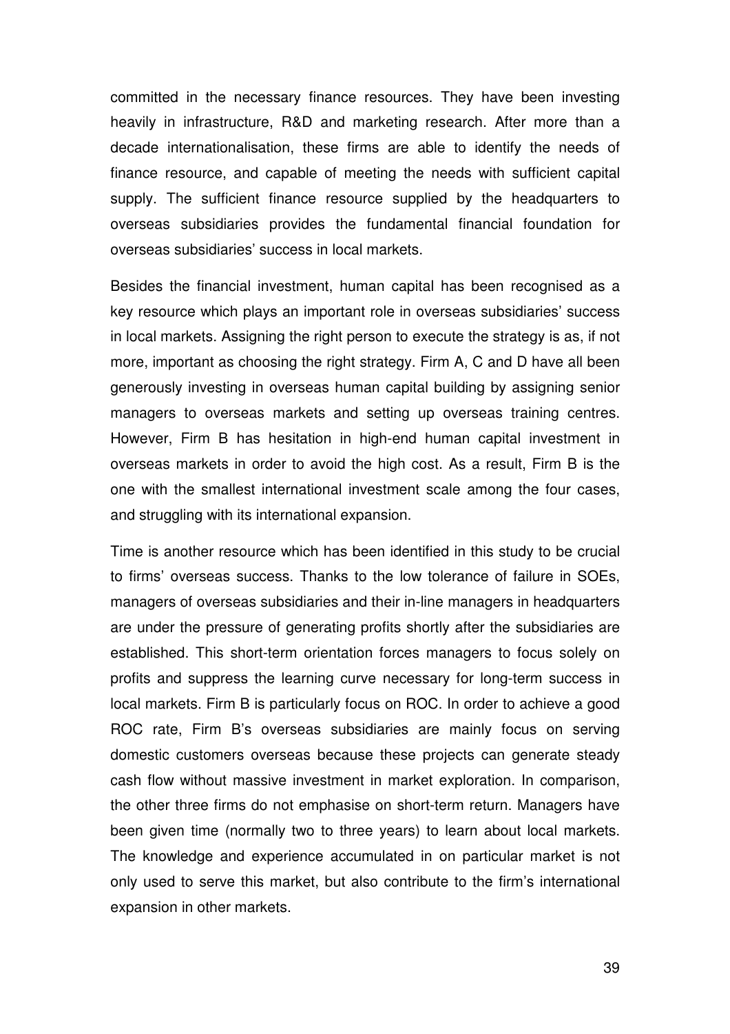committed in the necessary finance resources. They have been investing heavily in infrastructure, R&D and marketing research. After more than a decade internationalisation, these firms are able to identify the needs of finance resource, and capable of meeting the needs with sufficient capital supply. The sufficient finance resource supplied by the headquarters to overseas subsidiaries provides the fundamental financial foundation for overseas subsidiaries' success in local markets.

Besides the financial investment, human capital has been recognised as a key resource which plays an important role in overseas subsidiaries' success in local markets. Assigning the right person to execute the strategy is as, if not more, important as choosing the right strategy. Firm A, C and D have all been generously investing in overseas human capital building by assigning senior managers to overseas markets and setting up overseas training centres. However, Firm B has hesitation in high-end human capital investment in overseas markets in order to avoid the high cost. As a result, Firm B is the one with the smallest international investment scale among the four cases, and struggling with its international expansion.

Time is another resource which has been identified in this study to be crucial to firms' overseas success. Thanks to the low tolerance of failure in SOEs, managers of overseas subsidiaries and their in-line managers in headquarters are under the pressure of generating profits shortly after the subsidiaries are established. This short-term orientation forces managers to focus solely on profits and suppress the learning curve necessary for long-term success in local markets. Firm B is particularly focus on ROC. In order to achieve a good ROC rate, Firm B's overseas subsidiaries are mainly focus on serving domestic customers overseas because these projects can generate steady cash flow without massive investment in market exploration. In comparison, the other three firms do not emphasise on short-term return. Managers have been given time (normally two to three years) to learn about local markets. The knowledge and experience accumulated in on particular market is not only used to serve this market, but also contribute to the firm's international expansion in other markets.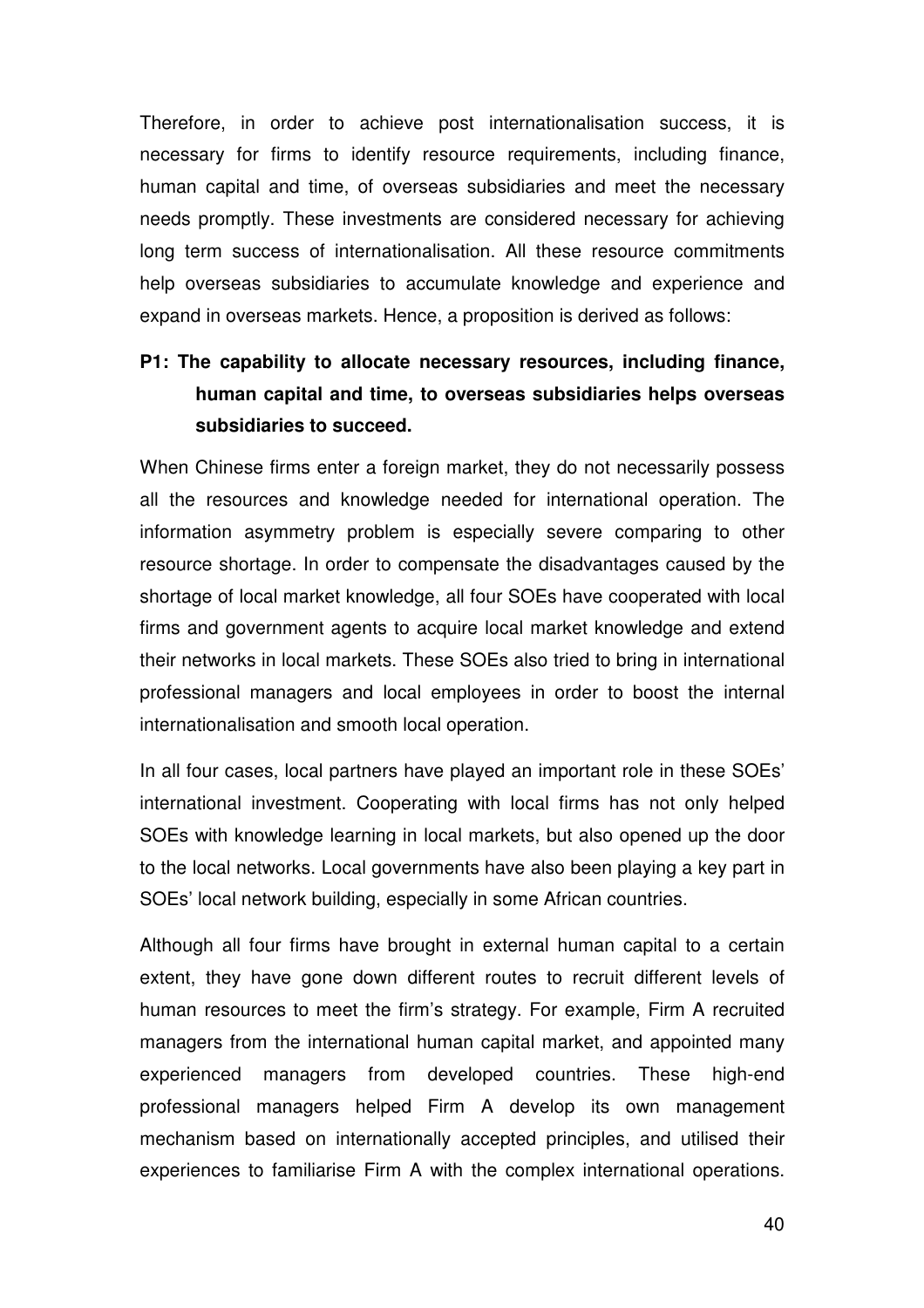Therefore, in order to achieve post internationalisation success, it is necessary for firms to identify resource requirements, including finance, human capital and time, of overseas subsidiaries and meet the necessary needs promptly. These investments are considered necessary for achieving long term success of internationalisation. All these resource commitments help overseas subsidiaries to accumulate knowledge and experience and expand in overseas markets. Hence, a proposition is derived as follows:

**P1: The capability to allocate necessary resources, including finance, human capital and time, to overseas subsidiaries helps overseas subsidiaries to succeed.**

When Chinese firms enter a foreign market, they do not necessarily possess all the resources and knowledge needed for international operation. The information asymmetry problem is especially severe comparing to other resource shortage. In order to compensate the disadvantages caused by the shortage of local market knowledge, all four SOEs have cooperated with local firms and government agents to acquire local market knowledge and extend their networks in local markets. These SOEs also tried to bring in international professional managers and local employees in order to boost the internal internationalisation and smooth local operation.

In all four cases, local partners have played an important role in these SOEs' international investment. Cooperating with local firms has not only helped SOEs with knowledge learning in local markets, but also opened up the door to the local networks. Local governments have also been playing a key part in SOEs' local network building, especially in some African countries.

Although all four firms have brought in external human capital to a certain extent, they have gone down different routes to recruit different levels of human resources to meet the firm's strategy. For example, Firm A recruited managers from the international human capital market, and appointed many experienced managers from developed countries. These high-end professional managers helped Firm A develop its own management mechanism based on internationally accepted principles, and utilised their experiences to familiarise Firm A with the complex international operations.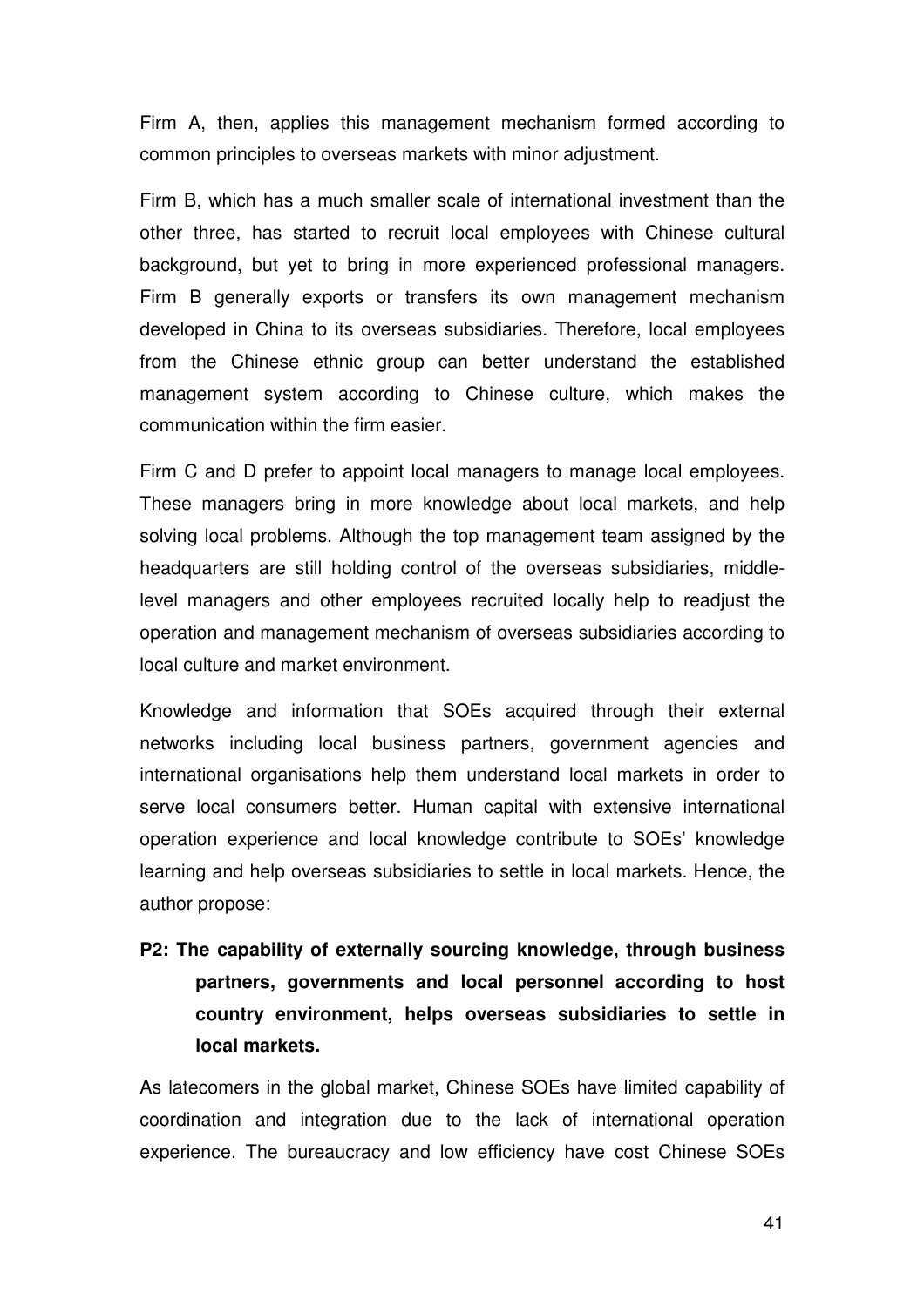Firm A, then, applies this management mechanism formed according to common principles to overseas markets with minor adjustment.

Firm B, which has a much smaller scale of international investment than the other three, has started to recruit local employees with Chinese cultural background, but yet to bring in more experienced professional managers. Firm B generally exports or transfers its own management mechanism developed in China to its overseas subsidiaries. Therefore, local employees from the Chinese ethnic group can better understand the established management system according to Chinese culture, which makes the communication within the firm easier.

Firm C and D prefer to appoint local managers to manage local employees. These managers bring in more knowledge about local markets, and help solving local problems. Although the top management team assigned by the headquarters are still holding control of the overseas subsidiaries, middle-level managers and other employees recruited locally help to readjust the operation and management mechanism of overseas subsidiaries according to local culture and market environment.

Knowledge and information that SOEs acquired through their external networks including local business partners, government agencies and international organisations help them understand local markets in order to serve local consumers better. Human capital with extensive international operation experience and local knowledge contribute to SOEs' knowledge learning and help overseas subsidiaries to settle in local markets. Hence, the author propose:

**P2: The capability of externally sourcing knowledge, through business partners, governments and local personnel according to host country environment, helps overseas subsidiaries to settle in local markets.**

As latecomers in the global market, Chinese SOEs have limited capability of coordination and integration due to the lack of international operation experience. The bureaucracy and low efficiency have cost Chinese SOEs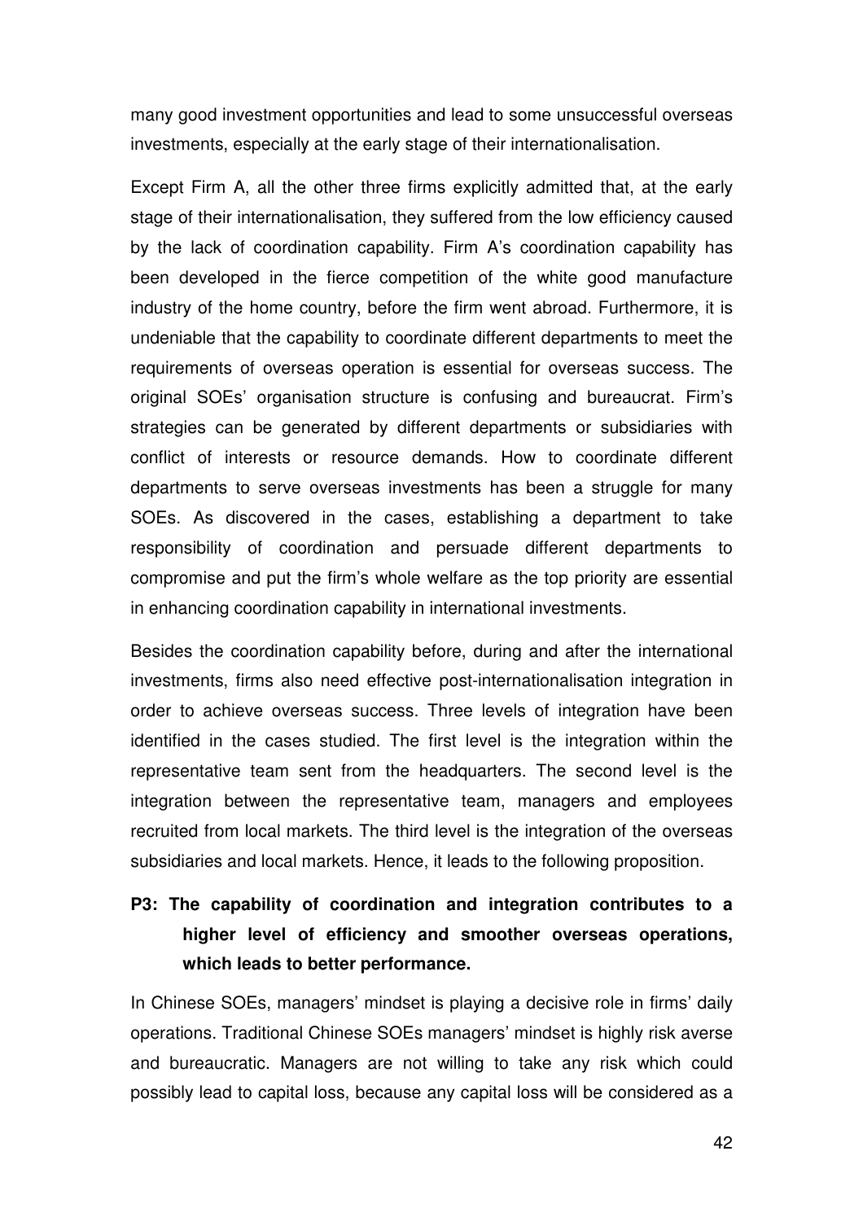many good investment opportunities and lead to some unsuccessful overseas investments, especially at the early stage of their internationalisation.

Except Firm A, all the other three firms explicitly admitted that, at the early stage of their internationalisation, they suffered from the low efficiency caused by the lack of coordination capability. Firm A's coordination capability has been developed in the fierce competition of the white good manufacture industry of the home country, before the firm went abroad. Furthermore, it is undeniable that the capability to coordinate different departments to meet the requirements of overseas operation is essential for overseas success. The original SOEs' organisation structure is confusing and bureaucrat. Firm's strategies can be generated by different departments or subsidiaries with conflict of interests or resource demands. How to coordinate different departments to serve overseas investments has been a struggle for many SOEs. As discovered in the cases, establishing a department to take responsibility of coordination and persuade different departments to compromise and put the firm's whole welfare as the top priority are essential in enhancing coordination capability in international investments.

Besides the coordination capability before, during and after the international investments, firms also need effective post-internationalisation integration in order to achieve overseas success. Three levels of integration have been identified in the cases studied. The first level is the integration within the representative team sent from the headquarters. The second level is the integration between the representative team, managers and employees recruited from local markets. The third level is the integration of the overseas subsidiaries and local markets. Hence, it leads to the following proposition.

**P3: The capability of coordination and integration contributes to a higher level of efficiency and smoother overseas operations, which leads to better performance.**

In Chinese SOEs, managers' mindset is playing a decisive role in firms' daily operations. Traditional Chinese SOEs managers' mindset is highly risk averse and bureaucratic. Managers are not willing to take any risk which could possibly lead to capital loss, because any capital loss will be considered as a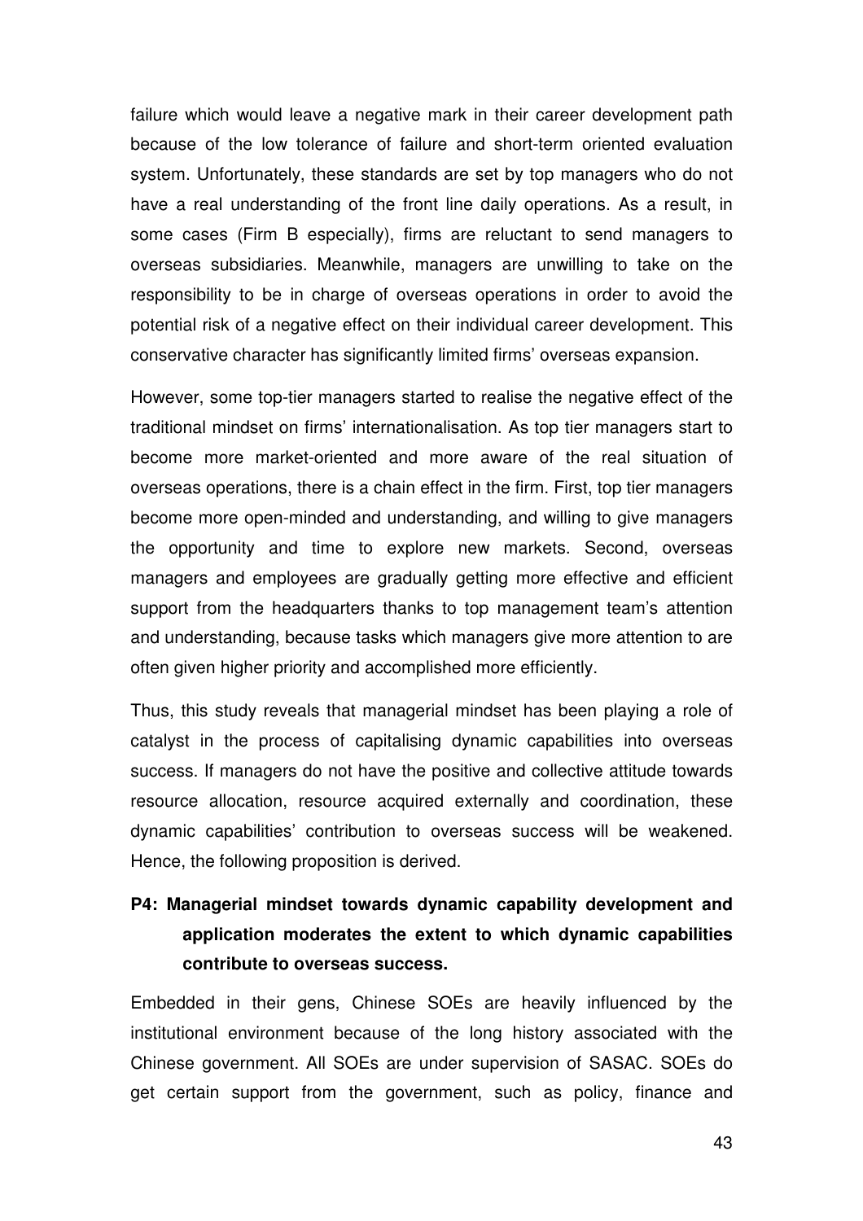failure which would leave a negative mark in their career development path because of the low tolerance of failure and short-term oriented evaluation system. Unfortunately, these standards are set by top managers who do not have a real understanding of the front line daily operations. As a result, in some cases (Firm B especially), firms are reluctant to send managers to overseas subsidiaries. Meanwhile, managers are unwilling to take on the responsibility to be in charge of overseas operations in order to avoid the potential risk of a negative effect on their individual career development. This conservative character has significantly limited firms' overseas expansion.

However, some top-tier managers started to realise the negative effect of the traditional mindset on firms' internationalisation. As top tier managers start to become more market-oriented and more aware of the real situation of overseas operations, there is a chain effect in the firm. First, top tier managers become more open-minded and understanding, and willing to give managers the opportunity and time to explore new markets. Second, overseas managers and employees are gradually getting more effective and efficient support from the headquarters thanks to top management team's attention and understanding, because tasks which managers give more attention to are often given higher priority and accomplished more efficiently.

Thus, this study reveals that managerial mindset has been playing a role of catalyst in the process of capitalising dynamic capabilities into overseas success. If managers do not have the positive and collective attitude towards resource allocation, resource acquired externally and coordination, these dynamic capabilities' contribution to overseas success will be weakened. Hence, the following proposition is derived.

**P4: Managerial mindset towards dynamic capability development and application moderates the extent to which dynamic capabilities contribute to overseas success.**

Embedded in their gens, Chinese SOEs are heavily influenced by the institutional environment because of the long history associated with the Chinese government. All SOEs are under supervision of SASAC. SOEs do get certain support from the government, such as policy, finance and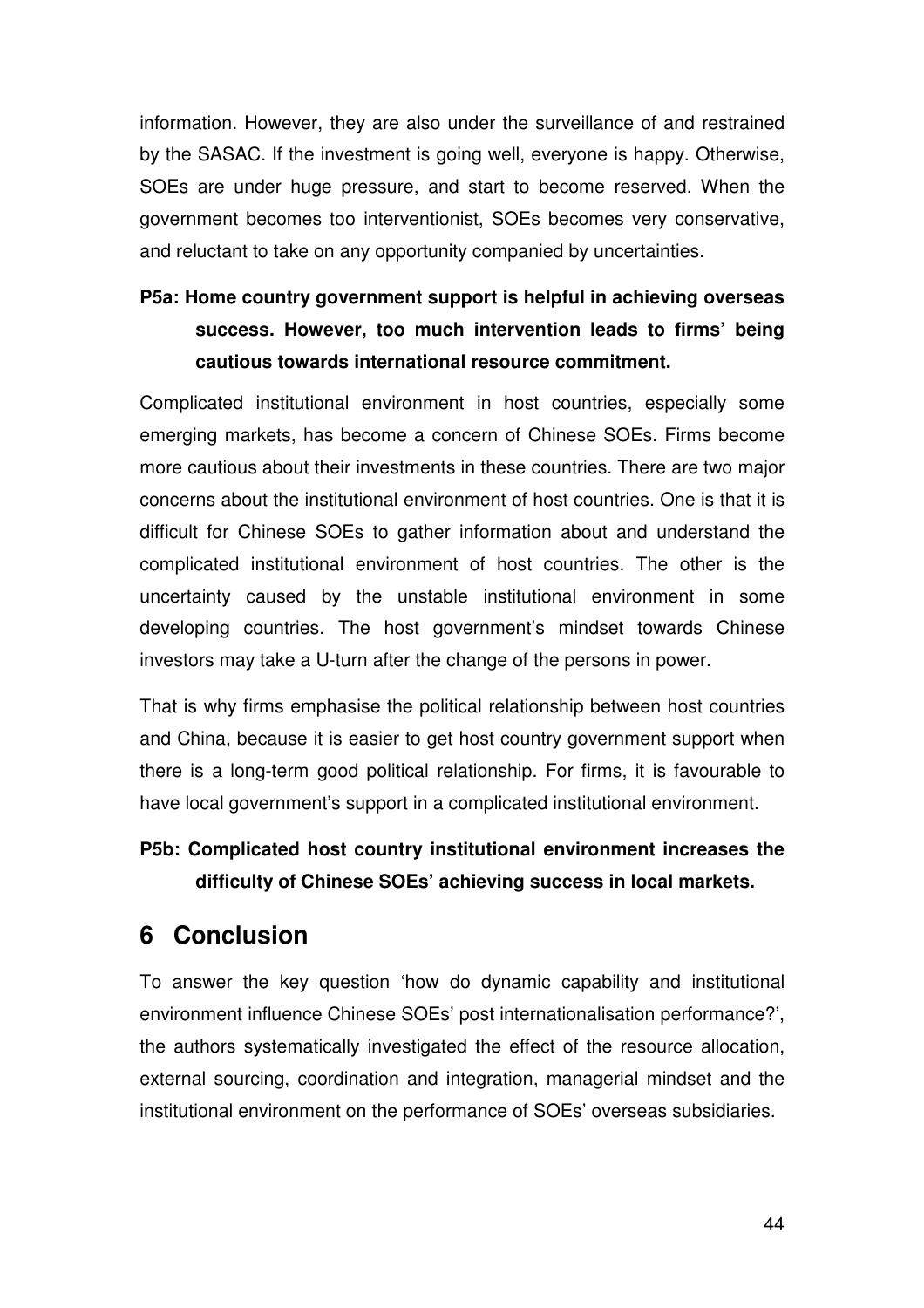information. However, they are also under the surveillance of and restrained by the SASAC. If the investment is going well, everyone is happy. Otherwise, SOEs are under huge pressure, and start to become reserved. When the government becomes too interventionist, SOEs becomes very conservative, and reluctant to take on any opportunity companied by uncertainties.

**P5a: Home country government support is helpful in achieving overseas success. However, too much intervention leads to firms' being cautious towards international resource commitment.**

Complicated institutional environment in host countries, especially some emerging markets, has become a concern of Chinese SOEs. Firms become more cautious about their investments in these countries. There are two major concerns about the institutional environment of host countries. One is that it is difficult for Chinese SOEs to gather information about and understand the complicated institutional environment of host countries. The other is the uncertainty caused by the unstable institutional environment in some developing countries. The host government's mindset towards Chinese investors may take a U-turn after the change of the persons in power.

That is why firms emphasise the political relationship between host countries and China, because it is easier to get host country government support when there is a long-term good political relationship. For firms, it is favourable to have local government's support in a complicated institutional environment.

**P5b: Complicated host country institutional environment increases the difficulty of Chinese SOEs' achieving success in local markets.**

# 6 Conclusion

To answer the key question 'how do dynamic capability and institutional environment influence Chinese SOEs' post internationalisation performance?', the authors systematically investigated the effect of the resource allocation, external sourcing, coordination and integration, managerial mindset and the institutional environment on the performance of SOEs' overseas subsidiaries.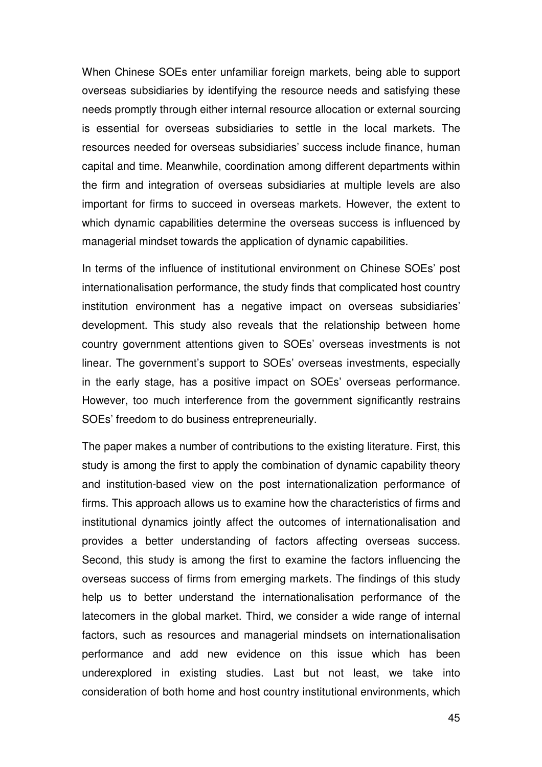When Chinese SOEs enter unfamiliar foreign markets, being able to support overseas subsidiaries by identifying the resource needs and satisfying these needs promptly through either internal resource allocation or external sourcing is essential for overseas subsidiaries to settle in the local markets. The resources needed for overseas subsidiaries' success include finance, human capital and time. Meanwhile, coordination among different departments within the firm and integration of overseas subsidiaries at multiple levels are also important for firms to succeed in overseas markets. However, the extent to which dynamic capabilities determine the overseas success is influenced by managerial mindset towards the application of dynamic capabilities.

In terms of the influence of institutional environment on Chinese SOEs' post internationalisation performance, the study finds that complicated host country institution environment has a negative impact on overseas subsidiaries' development. This study also reveals that the relationship between home country government attentions given to SOEs' overseas investments is not linear. The government's support to SOEs' overseas investments, especially in the early stage, has a positive impact on SOEs' overseas performance. However, too much interference from the government significantly restrains SOEs' freedom to do business entrepreneurially.

The paper makes a number of contributions to the existing literature. First, this study is among the first to apply the combination of dynamic capability theory and institution-based view on the post internationalization performance of firms. This approach allows us to examine how the characteristics of firms and institutional dynamics jointly affect the outcomes of internationalisation and provides a better understanding of factors affecting overseas success. Second, this study is among the first to examine the factors influencing the overseas success of firms from emerging markets. The findings of this study help us to better understand the internationalisation performance of the latecomers in the global market. Third, we consider a wide range of internal factors, such as resources and managerial mindsets on internationalisation performance and add new evidence on this issue which has been underexplored in existing studies. Last but not least, we take into consideration of both home and host country institutional environments, which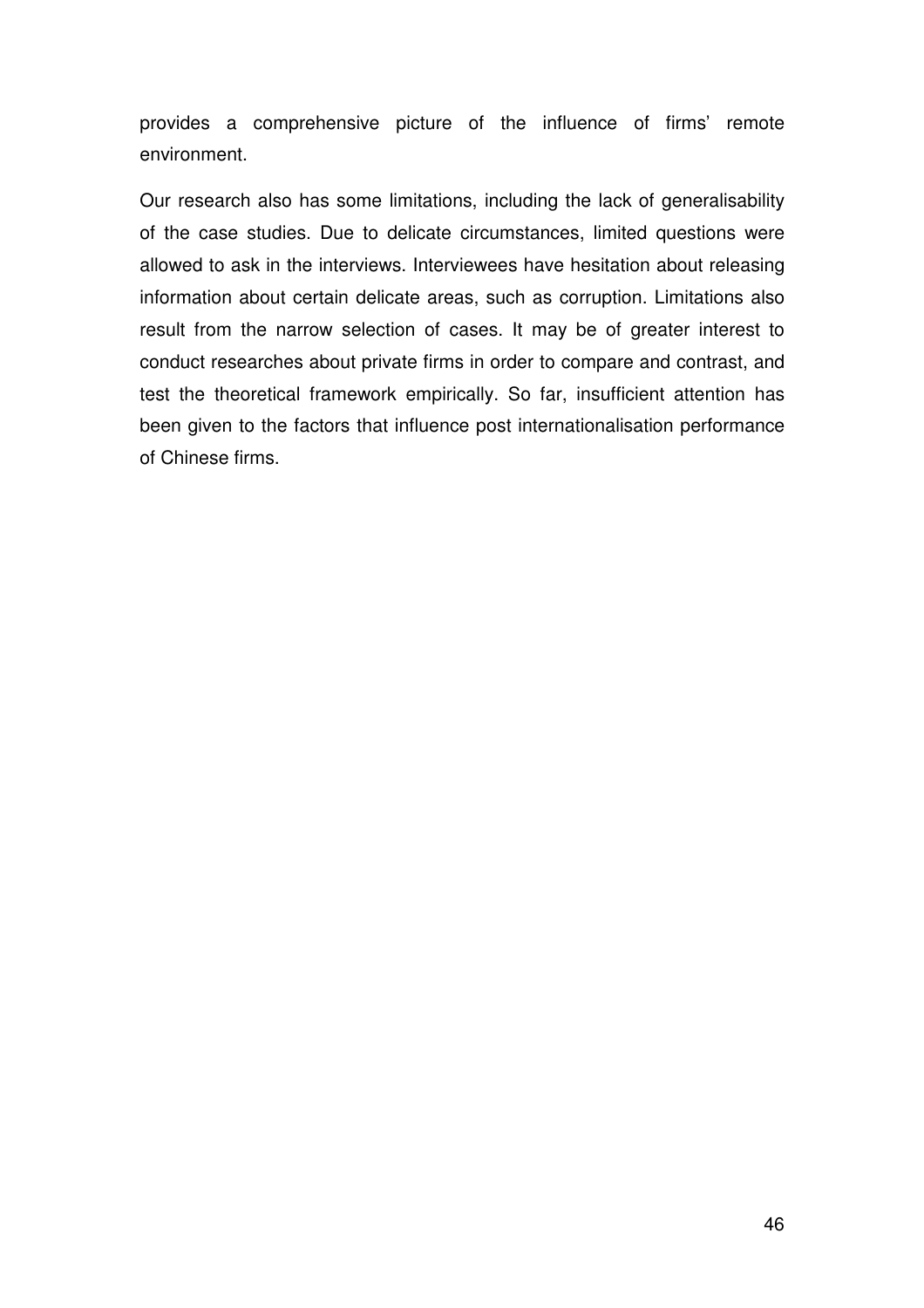provides a comprehensive picture of the influence of firms' remote environment.

Our research also has some limitations, including the lack of generalisability of the case studies. Due to delicate circumstances, limited questions were allowed to ask in the interviews. Interviewees have hesitation about releasing information about certain delicate areas, such as corruption. Limitations also result from the narrow selection of cases. It may be of greater interest to conduct researches about private firms in order to compare and contrast, and test the theoretical framework empirically. So far, insufficient attention has been given to the factors that influence post internationalisation performance of Chinese firms.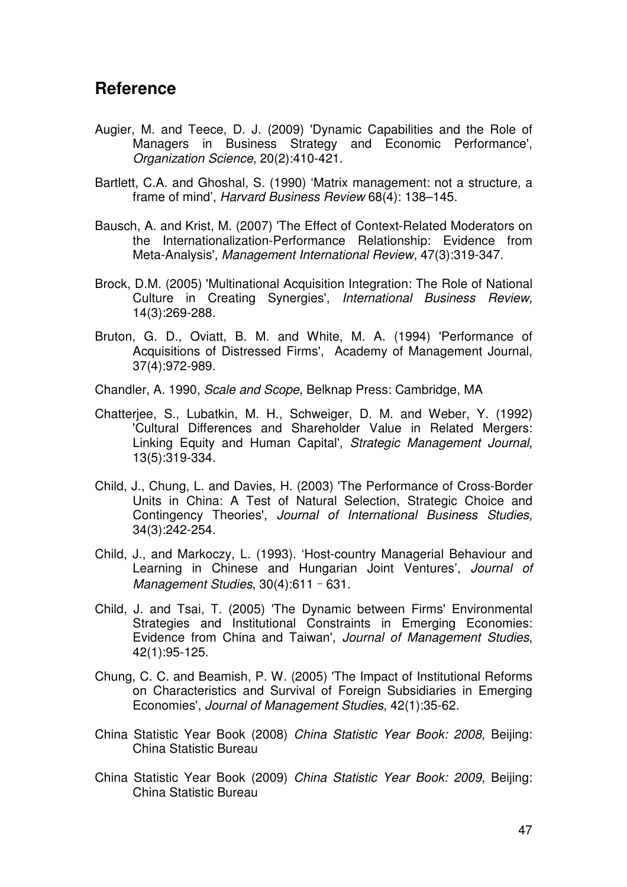## Reference

Augier, M. and Teece, D. J. (2009) 'Dynamic Capabilities and the Role of Managers in Business Strategy and Economic Performance', *Organization Science*, 20(2):410-421.

Bartlett, C.A. and Ghoshal, S. (1990) 'Matrix management: not a structure, a frame of mind', *Harvard Business Review* 68(4): 138–145.

Bausch, A. and Krist, M. (2007) 'The Effect of Context-Related Moderators on the Internationalization-Performance Relationship: Evidence from Meta-Analysis', *Management International Review,* 47(3):319-347.

Brock, D.M. (2005) 'Multinational Acquisition Integration: The Role of National Culture in Creating Synergies', *International Business Review,* 14(3):269-288.

Bruton, G. D., Oviatt, B. M. and White, M. A. (1994) 'Performance of Acquisitions of Distressed Firms', Academy of Management Journal, 37(4):972-989.

Chandler, A. 1990, *Scale and Scope*, Belknap Press: Cambridge, MA

Chatterjee, S., Lubatkin, M. H., Schweiger, D. M. and Weber, Y. (1992) 'Cultural Differences and Shareholder Value in Related Mergers: Linking Equity and Human Capital', *Strategic Management Journal*, 13(5):319-334.

Child, J., Chung, L. and Davies, H. (2003) 'The Performance of Cross-Border Units in China: A Test of Natural Selection, Strategic Choice and Contingency Theories', *Journal of International Business Studies,* 34(3):242-254.

Child, J., and Markoczy, L. (1993). 'Host-country Managerial Behaviour and Learning in Chinese and Hungarian Joint Ventures', *Journal of Management Studies*, 30(4):611 - 631.

Child, J. and Tsai, T. (2005) 'The Dynamic between Firms' Environmental Strategies and Institutional Constraints in Emerging Economies: Evidence from China and Taiwan', *Journal of Management Studies*, 42(1):95-125.

Chung, C. C. and Beamish, P. W. (2005) 'The Impact of Institutional Reforms on Characteristics and Survival of Foreign Subsidiaries in Emerging Economies', *Journal of Management Studies*, 42(1):35-62.

China Statistic Year Book (2008) *China Statistic Year Book: 2008*, Beijing: China Statistic Bureau

China Statistic Year Book (2009) *China Statistic Year Book: 2009*, Beijing: China Statistic Bureau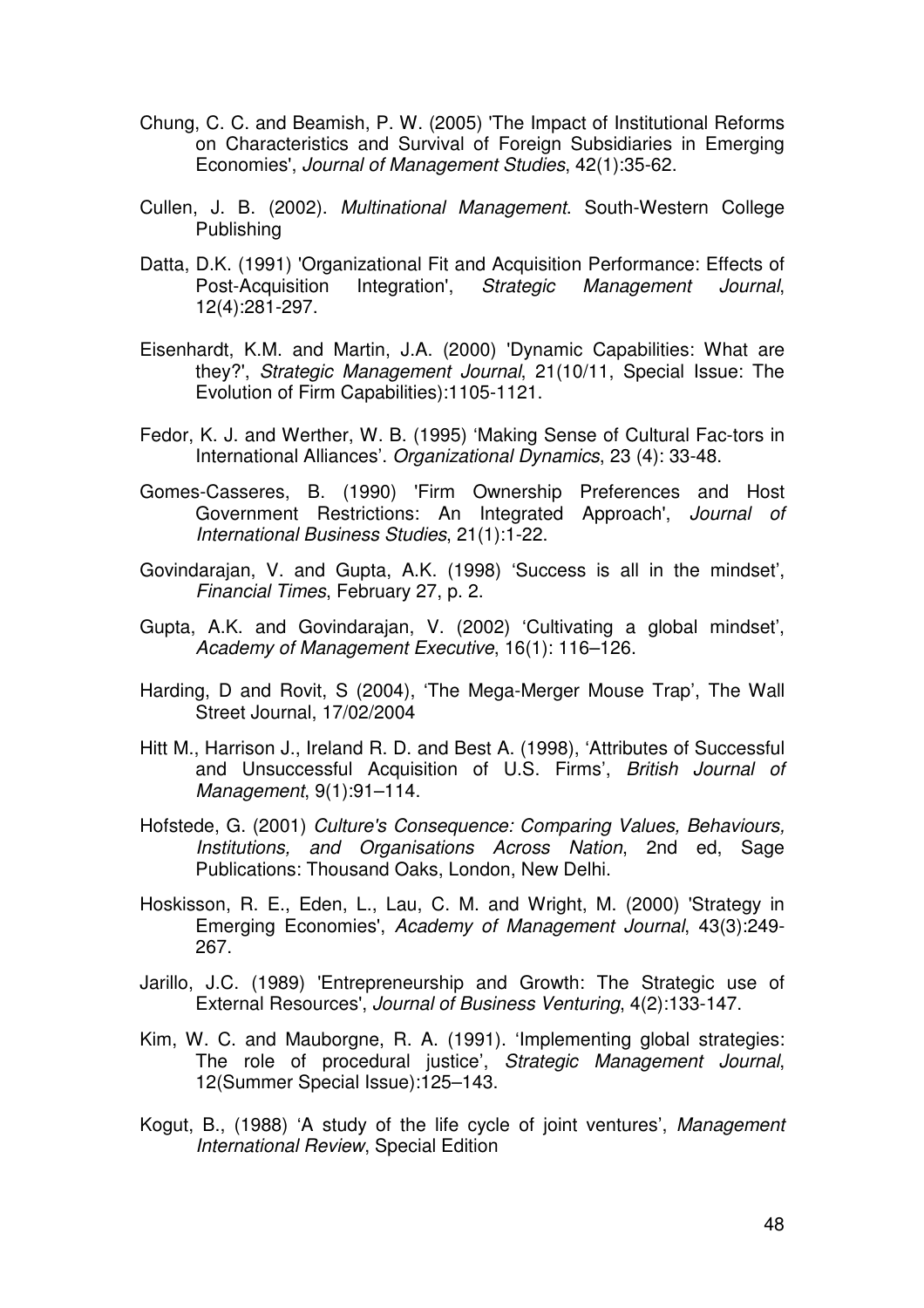Chung, C. C. and Beamish, P. W. (2005) 'The Impact of Institutional Reforms on Characteristics and Survival of Foreign Subsidiaries in Emerging Economies', *Journal of Management Studies*, 42(1):35-62.

Cullen, J. B. (2002). *Multinational Management*. South-Western College Publishing

Datta, D.K. (1991) 'Organizational Fit and Acquisition Performance: Effects of Post-Acquisition Integration', *Strategic Management Journal*, 12(4):281-297.

Eisenhardt, K.M. and Martin, J.A. (2000) 'Dynamic Capabilities: What are they?', *Strategic Management Journal*, 21(10/11, Special Issue: The Evolution of Firm Capabilities):1105-1121.

Fedor, K. J. and Werther, W. B. (1995) 'Making Sense of Cultural Fac-tors in International Alliances'. *Organizational Dynamics*, 23 (4): 33-48.

Gomes-Casseres, B. (1990) 'Firm Ownership Preferences and Host Government Restrictions: An Integrated Approach', *Journal of International Business Studies*, 21(1):1-22.

Govindarajan, V. and Gupta, A.K. (1998) 'Success is all in the mindset', *Financial Times*, February 27, p. 2.

Gupta, A.K. and Govindarajan, V. (2002) 'Cultivating a global mindset', *Academy of Management Executive*, 16(1): 116–126.

Harding, D and Rovit, S (2004), 'The Mega-Merger Mouse Trap', The Wall Street Journal, 17/02/2004

Hitt M., Harrison J., Ireland R. D. and Best A. (1998), 'Attributes of Successful and Unsuccessful Acquisition of U.S. Firms', *British Journal of Management*, 9(1):91–114.

Hofstede, G. (2001) *Culture's Consequence: Comparing Values, Behaviours, Institutions, and Organisations Across Nation*, 2nd ed, Sage Publications: Thousand Oaks, London, New Delhi.

Hoskisson, R. E., Eden, L., Lau, C. M. and Wright, M. (2000) 'Strategy in Emerging Economies', *Academy of Management Journal*, 43(3):249-267.

Jarillo, J.C. (1989) 'Entrepreneurship and Growth: The Strategic use of External Resources', *Journal of Business Venturing*, 4(2):133-147.

Kim, W. C. and Mauborgne, R. A. (1991). 'Implementing global strategies: The role of procedural justice', *Strategic Management Journal*, 12(Summer Special Issue):125–143.

Kogut, B., (1988) 'A study of the life cycle of joint ventures', *Management International Review*, Special Edition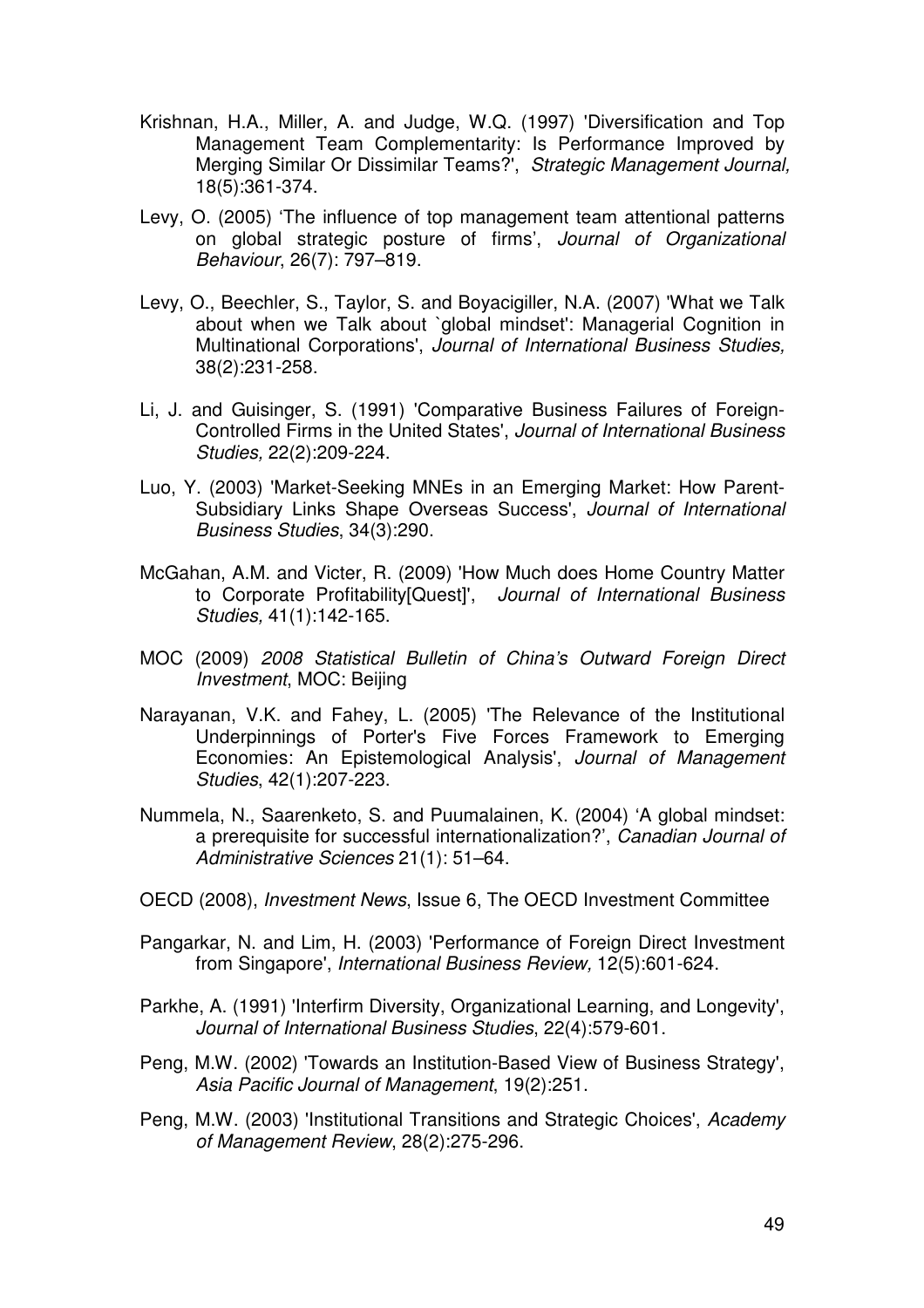Krishnan, H.A., Miller, A. and Judge, W.Q. (1997) 'Diversification and Top Management Team Complementarity: Is Performance Improved by Merging Similar Or Dissimilar Teams?', *Strategic Management Journal,* 18(5):361-374.

Levy, O. (2005) 'The influence of top management team attentional patterns on global strategic posture of firms', *Journal of Organizational Behaviour*, 26(7): 797–819.

Levy, O., Beechler, S., Taylor, S. and Boyacigiller, N.A. (2007) 'What we Talk about when we Talk about `global mindset': Managerial Cognition in Multinational Corporations', *Journal of International Business Studies,* 38(2):231-258.

Li, J. and Guisinger, S. (1991) 'Comparative Business Failures of Foreign-Controlled Firms in the United States', *Journal of International Business Studies,* 22(2):209-224.

Luo, Y. (2003) 'Market-Seeking MNEs in an Emerging Market: How Parent-Subsidiary Links Shape Overseas Success', *Journal of International Business Studies*, 34(3):290.

McGahan, A.M. and Victer, R. (2009) 'How Much does Home Country Matter to Corporate Profitability[Quest]', *Journal of International Business Studies,* 41(1):142-165.

MOC (2009) *2008 Statistical Bulletin of China's Outward Foreign Direct Investment*, MOC: Beijing

Narayanan, V.K. and Fahey, L. (2005) 'The Relevance of the Institutional Underpinnings of Porter's Five Forces Framework to Emerging Economies: An Epistemological Analysis', *Journal of Management Studies*, 42(1):207-223.

Nummela, N., Saarenketo, S. and Puumalainen, K. (2004) 'A global mindset: a prerequisite for successful internationalization?', *Canadian Journal of Administrative Sciences* 21(1): 51–64.

OECD (2008), *Investment News*, Issue 6, The OECD Investment Committee

Pangarkar, N. and Lim, H. (2003) 'Performance of Foreign Direct Investment from Singapore', *International Business Review,* 12(5):601-624.

Parkhe, A. (1991) 'Interfirm Diversity, Organizational Learning, and Longevity', *Journal of International Business Studies*, 22(4):579-601.

Peng, M.W. (2002) 'Towards an Institution-Based View of Business Strategy', *Asia Pacific Journal of Management*, 19(2):251.

Peng, M.W. (2003) 'Institutional Transitions and Strategic Choices', *Academy of Management Review*, 28(2):275-296.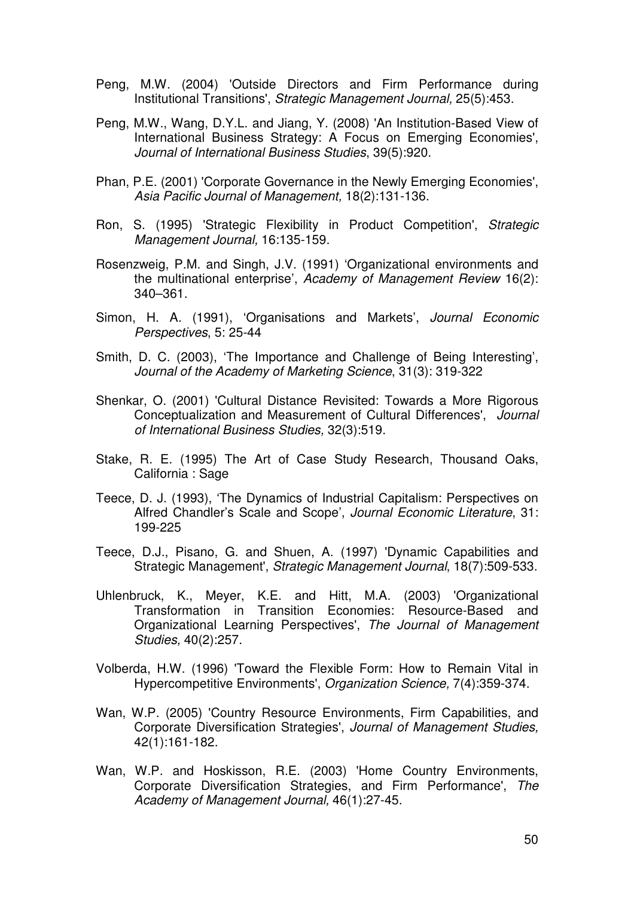Peng, M.W. (2004) 'Outside Directors and Firm Performance during Institutional Transitions', *Strategic Management Journal,* 25(5):453.

Peng, M.W., Wang, D.Y.L. and Jiang, Y. (2008) 'An Institution-Based View of International Business Strategy: A Focus on Emerging Economies', *Journal of International Business Studies*, 39(5):920.

Phan, P.E. (2001) 'Corporate Governance in the Newly Emerging Economies', *Asia Pacific Journal of Management,* 18(2):131-136.

Ron, S. (1995) 'Strategic Flexibility in Product Competition', *Strategic Management Journal,* 16:135-159.

Rosenzweig, P.M. and Singh, J.V. (1991) 'Organizational environments and the multinational enterprise', *Academy of Management Review* 16(2): 340–361.

Simon, H. A. (1991), 'Organisations and Markets', *Journal Economic Perspectives*, 5: 25-44

Smith, D. C. (2003), 'The Importance and Challenge of Being Interesting', *Journal of the Academy of Marketing Science*, 31(3): 319-322

Shenkar, O. (2001) 'Cultural Distance Revisited: Towards a More Rigorous Conceptualization and Measurement of Cultural Differences', *Journal of International Business Studies,* 32(3):519.

Stake, R. E. (1995) The Art of Case Study Research, Thousand Oaks, California : Sage

Teece, D. J. (1993), 'The Dynamics of Industrial Capitalism: Perspectives on Alfred Chandler's Scale and Scope', *Journal Economic Literature*, 31: 199-225

Teece, D.J., Pisano, G. and Shuen, A. (1997) 'Dynamic Capabilities and Strategic Management', *Strategic Management Journal*, 18(7):509-533.

Uhlenbruck, K., Meyer, K.E. and Hitt, M.A. (2003) 'Organizational Transformation in Transition Economies: Resource-Based and Organizational Learning Perspectives', *The Journal of Management Studies,* 40(2):257.

Volberda, H.W. (1996) 'Toward the Flexible Form: How to Remain Vital in Hypercompetitive Environments', *Organization Science,* 7(4):359-374.

Wan, W.P. (2005) 'Country Resource Environments, Firm Capabilities, and Corporate Diversification Strategies', *Journal of Management Studies,* 42(1):161-182.

Wan, W.P. and Hoskisson, R.E. (2003) 'Home Country Environments, Corporate Diversification Strategies, and Firm Performance', *The Academy of Management Journal,* 46(1):27-45.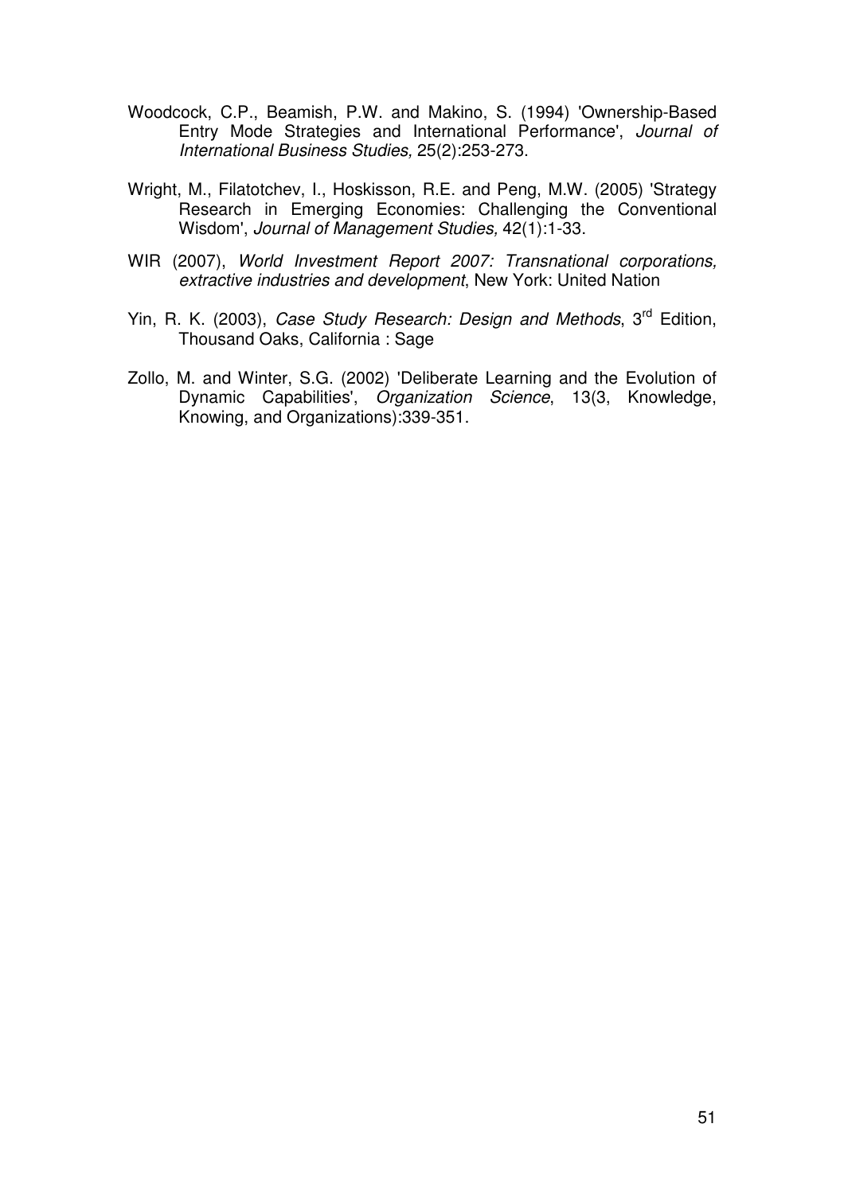Woodcock, C.P., Beamish, P.W. and Makino, S. (1994) 'Ownership-Based Entry Mode Strategies and International Performance', *Journal of International Business Studies,* 25(2):253-273.

Wright, M., Filatotchev, I., Hoskisson, R.E. and Peng, M.W. (2005) 'Strategy Research in Emerging Economies: Challenging the Conventional Wisdom', *Journal of Management Studies,* 42(1):1-33.

WIR (2007), *World Investment Report 2007: Transnational corporations, extractive industries and development*, New York: United Nation

Yin, R. K. (2003), *Case Study Research: Design and Methods*, 3rd Edition, Thousand Oaks, California : Sage

Zollo, M. and Winter, S.G. (2002) 'Deliberate Learning and the Evolution of Dynamic Capabilities', *Organization Science*, 13(3, Knowledge, Knowing, and Organizations):339-351.